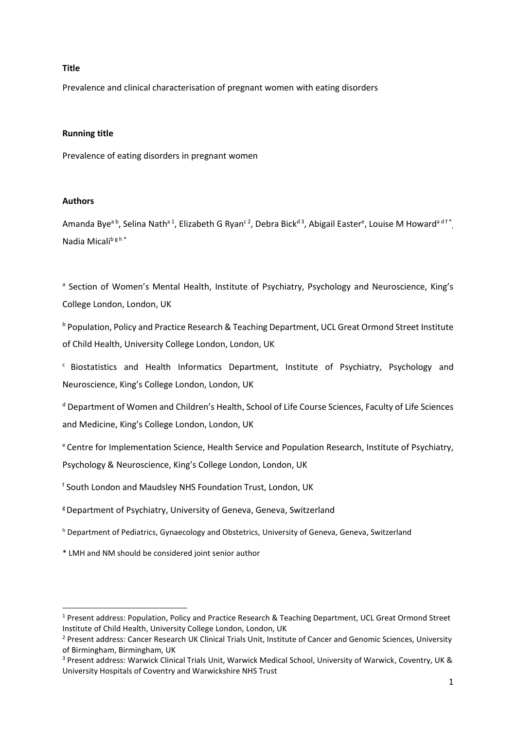**Title**

Prevalence and clinical characterisation of pregnant women with eating disorders

**Running title**

Prevalence of eating disorders in pregnant women

**Authors**

Amanda Bye[a b], Selina Nath[a 1], Elizabeth G Ryan[c 2], Debra Bick[d 3], Abigail Easter[e], Louise M Howard[a d f *], Nadia Micali[b g h *]

[a] Section of Women's Mental Health, Institute of Psychiatry, Psychology and Neuroscience, King's College London, London, UK

[b] Population, Policy and Practice Research & Teaching Department, UCL Great Ormond Street Institute of Child Health, University College London, London, UK

[c] Biostatistics and Health Informatics Department, Institute of Psychiatry, Psychology and Neuroscience, King's College London, London, UK

[d] Department of Women and Children's Health, School of Life Course Sciences, Faculty of Life Sciences and Medicine, King's College London, London, UK

[e] Centre for Implementation Science, Health Service and Population Research, Institute of Psychiatry, Psychology & Neuroscience, King's College London, London, UK

[f] South London and Maudsley NHS Foundation Trust, London, UK

[g] Department of Psychiatry, University of Geneva, Geneva, Switzerland

[h] Department of Pediatrics, Gynaecology and Obstetrics, University of Geneva, Geneva, Switzerland

* LMH and NM should be considered joint senior author

---

[1] Present address: Population, Policy and Practice Research & Teaching Department, UCL Great Ormond Street Institute of Child Health, University College London, London, UK

[2] Present address: Cancer Research UK Clinical Trials Unit, Institute of Cancer and Genomic Sciences, University of Birmingham, Birmingham, UK

[3] Present address: Warwick Clinical Trials Unit, Warwick Medical School, University of Warwick, Coventry, UK & University Hospitals of Coventry and Warwickshire NHS Trust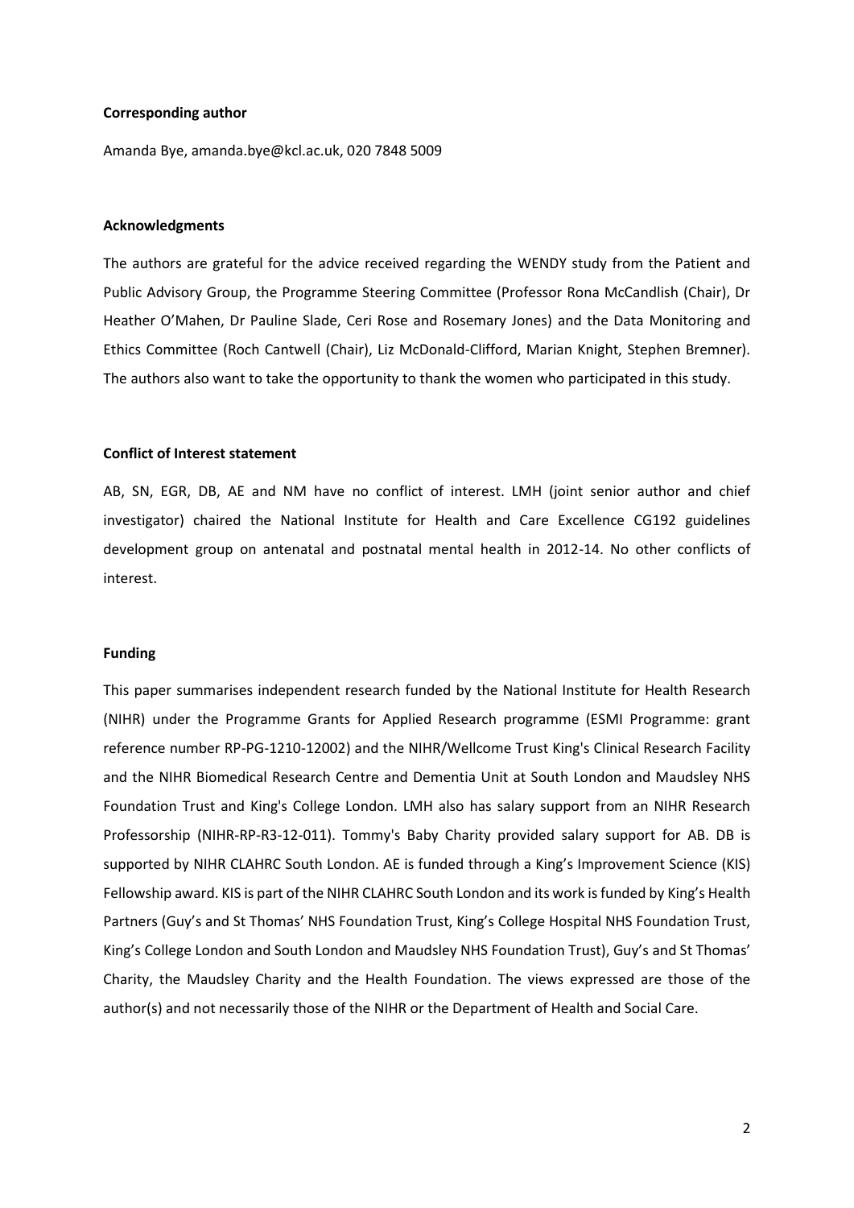**Corresponding author**

Amanda Bye, amanda.bye@kcl.ac.uk, 020 7848 5009

**Acknowledgments**

The authors are grateful for the advice received regarding the WENDY study from the Patient and Public Advisory Group, the Programme Steering Committee (Professor Rona McCandlish (Chair), Dr Heather O'Mahen, Dr Pauline Slade, Ceri Rose and Rosemary Jones) and the Data Monitoring and Ethics Committee (Roch Cantwell (Chair), Liz McDonald-Clifford, Marian Knight, Stephen Bremner). The authors also want to take the opportunity to thank the women who participated in this study.

**Conflict of Interest statement**

AB, SN, EGR, DB, AE and NM have no conflict of interest. LMH (joint senior author and chief investigator) chaired the National Institute for Health and Care Excellence CG192 guidelines development group on antenatal and postnatal mental health in 2012-14. No other conflicts of interest.

**Funding**

This paper summarises independent research funded by the National Institute for Health Research (NIHR) under the Programme Grants for Applied Research programme (ESMI Programme: grant reference number RP-PG-1210-12002) and the NIHR/Wellcome Trust King's Clinical Research Facility and the NIHR Biomedical Research Centre and Dementia Unit at South London and Maudsley NHS Foundation Trust and King's College London. LMH also has salary support from an NIHR Research Professorship (NIHR-RP-R3-12-011). Tommy's Baby Charity provided salary support for AB. DB is supported by NIHR CLAHRC South London. AE is funded through a King's Improvement Science (KIS) Fellowship award. KIS is part of the NIHR CLAHRC South London and its work is funded by King's Health Partners (Guy's and St Thomas' NHS Foundation Trust, King's College Hospital NHS Foundation Trust, King's College London and South London and Maudsley NHS Foundation Trust), Guy's and St Thomas' Charity, the Maudsley Charity and the Health Foundation. The views expressed are those of the author(s) and not necessarily those of the NIHR or the Department of Health and Social Care.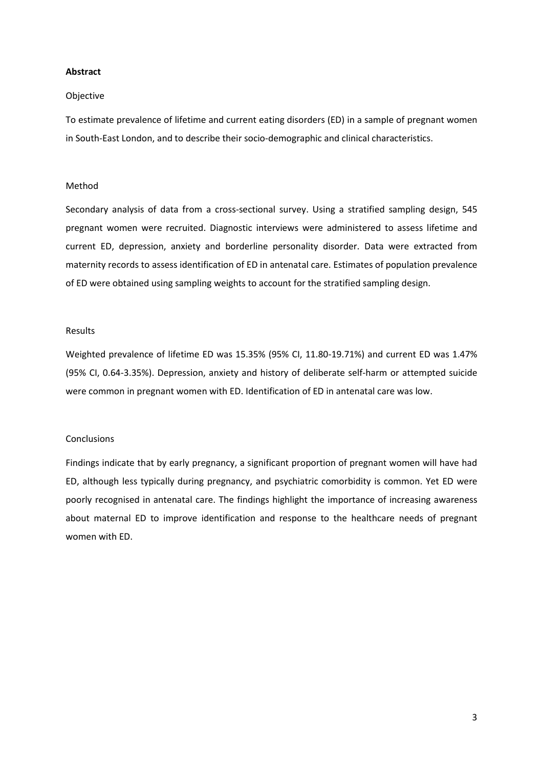**Abstract**

Objective

To estimate prevalence of lifetime and current eating disorders (ED) in a sample of pregnant women in South-East London, and to describe their socio-demographic and clinical characteristics.

Method

Secondary analysis of data from a cross-sectional survey. Using a stratified sampling design, 545 pregnant women were recruited. Diagnostic interviews were administered to assess lifetime and current ED, depression, anxiety and borderline personality disorder. Data were extracted from maternity records to assess identification of ED in antenatal care. Estimates of population prevalence of ED were obtained using sampling weights to account for the stratified sampling design.

Results

Weighted prevalence of lifetime ED was 15.35% (95% CI, 11.80-19.71%) and current ED was 1.47% (95% CI, 0.64-3.35%). Depression, anxiety and history of deliberate self-harm or attempted suicide were common in pregnant women with ED. Identification of ED in antenatal care was low.

Conclusions

Findings indicate that by early pregnancy, a significant proportion of pregnant women will have had ED, although less typically during pregnancy, and psychiatric comorbidity is common. Yet ED were poorly recognised in antenatal care. The findings highlight the importance of increasing awareness about maternal ED to improve identification and response to the healthcare needs of pregnant women with ED.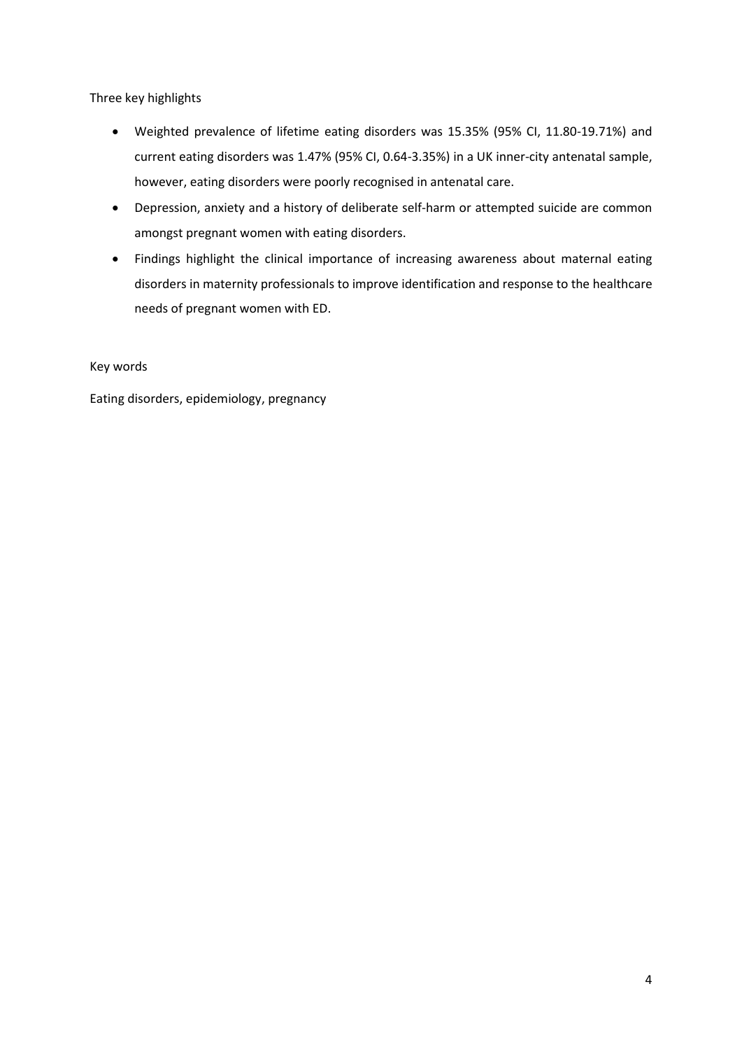Three key highlights

- Weighted prevalence of lifetime eating disorders was 15.35% (95% CI, 11.80-19.71%) and current eating disorders was 1.47% (95% CI, 0.64-3.35%) in a UK inner-city antenatal sample, however, eating disorders were poorly recognised in antenatal care.
- Depression, anxiety and a history of deliberate self-harm or attempted suicide are common amongst pregnant women with eating disorders.
- Findings highlight the clinical importance of increasing awareness about maternal eating disorders in maternity professionals to improve identification and response to the healthcare needs of pregnant women with ED.

Key words

Eating disorders, epidemiology, pregnancy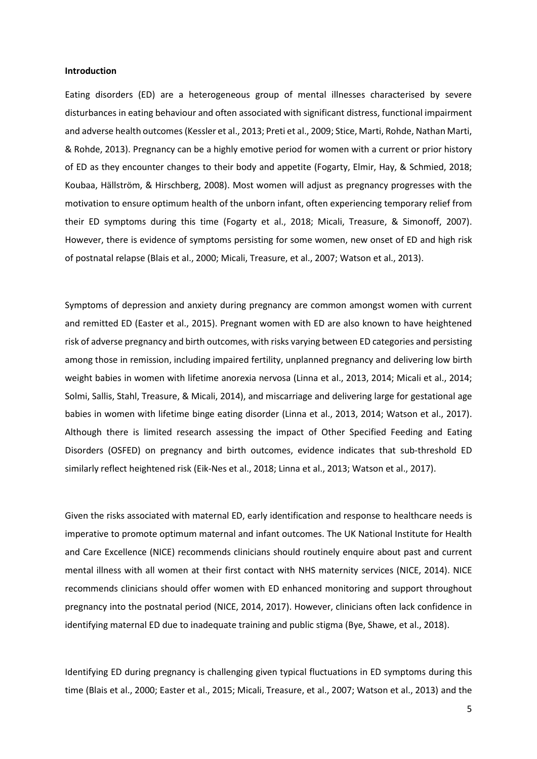**Introduction**

Eating disorders (ED) are a heterogeneous group of mental illnesses characterised by severe disturbances in eating behaviour and often associated with significant distress, functional impairment and adverse health outcomes (Kessler et al., 2013; Preti et al., 2009; Stice, Marti, Rohde, Nathan Marti, & Rohde, 2013). Pregnancy can be a highly emotive period for women with a current or prior history of ED as they encounter changes to their body and appetite (Fogarty, Elmir, Hay, & Schmied, 2018; Koubaa, Hällström, & Hirschberg, 2008). Most women will adjust as pregnancy progresses with the motivation to ensure optimum health of the unborn infant, often experiencing temporary relief from their ED symptoms during this time (Fogarty et al., 2018; Micali, Treasure, & Simonoff, 2007). However, there is evidence of symptoms persisting for some women, new onset of ED and high risk of postnatal relapse (Blais et al., 2000; Micali, Treasure, et al., 2007; Watson et al., 2013).

Symptoms of depression and anxiety during pregnancy are common amongst women with current and remitted ED (Easter et al., 2015). Pregnant women with ED are also known to have heightened risk of adverse pregnancy and birth outcomes, with risks varying between ED categories and persisting among those in remission, including impaired fertility, unplanned pregnancy and delivering low birth weight babies in women with lifetime anorexia nervosa (Linna et al., 2013, 2014; Micali et al., 2014; Solmi, Sallis, Stahl, Treasure, & Micali, 2014), and miscarriage and delivering large for gestational age babies in women with lifetime binge eating disorder (Linna et al., 2013, 2014; Watson et al., 2017). Although there is limited research assessing the impact of Other Specified Feeding and Eating Disorders (OSFED) on pregnancy and birth outcomes, evidence indicates that sub-threshold ED similarly reflect heightened risk (Eik-Nes et al., 2018; Linna et al., 2013; Watson et al., 2017).

Given the risks associated with maternal ED, early identification and response to healthcare needs is imperative to promote optimum maternal and infant outcomes. The UK National Institute for Health and Care Excellence (NICE) recommends clinicians should routinely enquire about past and current mental illness with all women at their first contact with NHS maternity services (NICE, 2014). NICE recommends clinicians should offer women with ED enhanced monitoring and support throughout pregnancy into the postnatal period (NICE, 2014, 2017). However, clinicians often lack confidence in identifying maternal ED due to inadequate training and public stigma (Bye, Shawe, et al., 2018).

Identifying ED during pregnancy is challenging given typical fluctuations in ED symptoms during this time (Blais et al., 2000; Easter et al., 2015; Micali, Treasure, et al., 2007; Watson et al., 2013) and the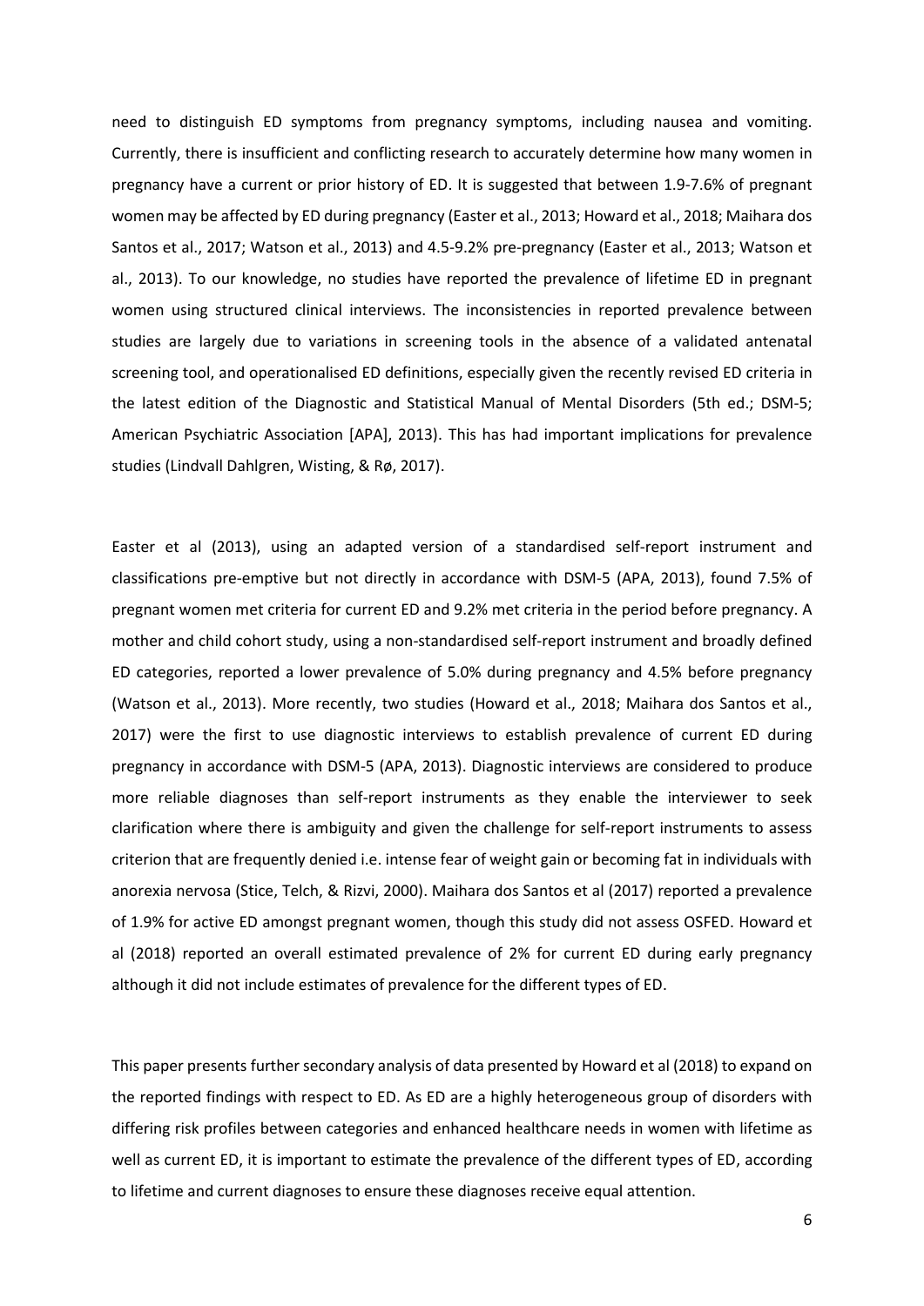need to distinguish ED symptoms from pregnancy symptoms, including nausea and vomiting. Currently, there is insufficient and conflicting research to accurately determine how many women in pregnancy have a current or prior history of ED. It is suggested that between 1.9-7.6% of pregnant women may be affected by ED during pregnancy (Easter et al., 2013; Howard et al., 2018; Maihara dos Santos et al., 2017; Watson et al., 2013) and 4.5-9.2% pre-pregnancy (Easter et al., 2013; Watson et al., 2013). To our knowledge, no studies have reported the prevalence of lifetime ED in pregnant women using structured clinical interviews. The inconsistencies in reported prevalence between studies are largely due to variations in screening tools in the absence of a validated antenatal screening tool, and operationalised ED definitions, especially given the recently revised ED criteria in the latest edition of the Diagnostic and Statistical Manual of Mental Disorders (5th ed.; DSM-5; American Psychiatric Association [APA], 2013). This has had important implications for prevalence studies (Lindvall Dahlgren, Wisting, & Rø, 2017).

Easter et al (2013), using an adapted version of a standardised self-report instrument and classifications pre-emptive but not directly in accordance with DSM-5 (APA, 2013), found 7.5% of pregnant women met criteria for current ED and 9.2% met criteria in the period before pregnancy. A mother and child cohort study, using a non-standardised self-report instrument and broadly defined ED categories, reported a lower prevalence of 5.0% during pregnancy and 4.5% before pregnancy (Watson et al., 2013). More recently, two studies (Howard et al., 2018; Maihara dos Santos et al., 2017) were the first to use diagnostic interviews to establish prevalence of current ED during pregnancy in accordance with DSM-5 (APA, 2013). Diagnostic interviews are considered to produce more reliable diagnoses than self-report instruments as they enable the interviewer to seek clarification where there is ambiguity and given the challenge for self-report instruments to assess criterion that are frequently denied i.e. intense fear of weight gain or becoming fat in individuals with anorexia nervosa (Stice, Telch, & Rizvi, 2000). Maihara dos Santos et al (2017) reported a prevalence of 1.9% for active ED amongst pregnant women, though this study did not assess OSFED. Howard et al (2018) reported an overall estimated prevalence of 2% for current ED during early pregnancy although it did not include estimates of prevalence for the different types of ED.

This paper presents further secondary analysis of data presented by Howard et al (2018) to expand on the reported findings with respect to ED. As ED are a highly heterogeneous group of disorders with differing risk profiles between categories and enhanced healthcare needs in women with lifetime as well as current ED, it is important to estimate the prevalence of the different types of ED, according to lifetime and current diagnoses to ensure these diagnoses receive equal attention.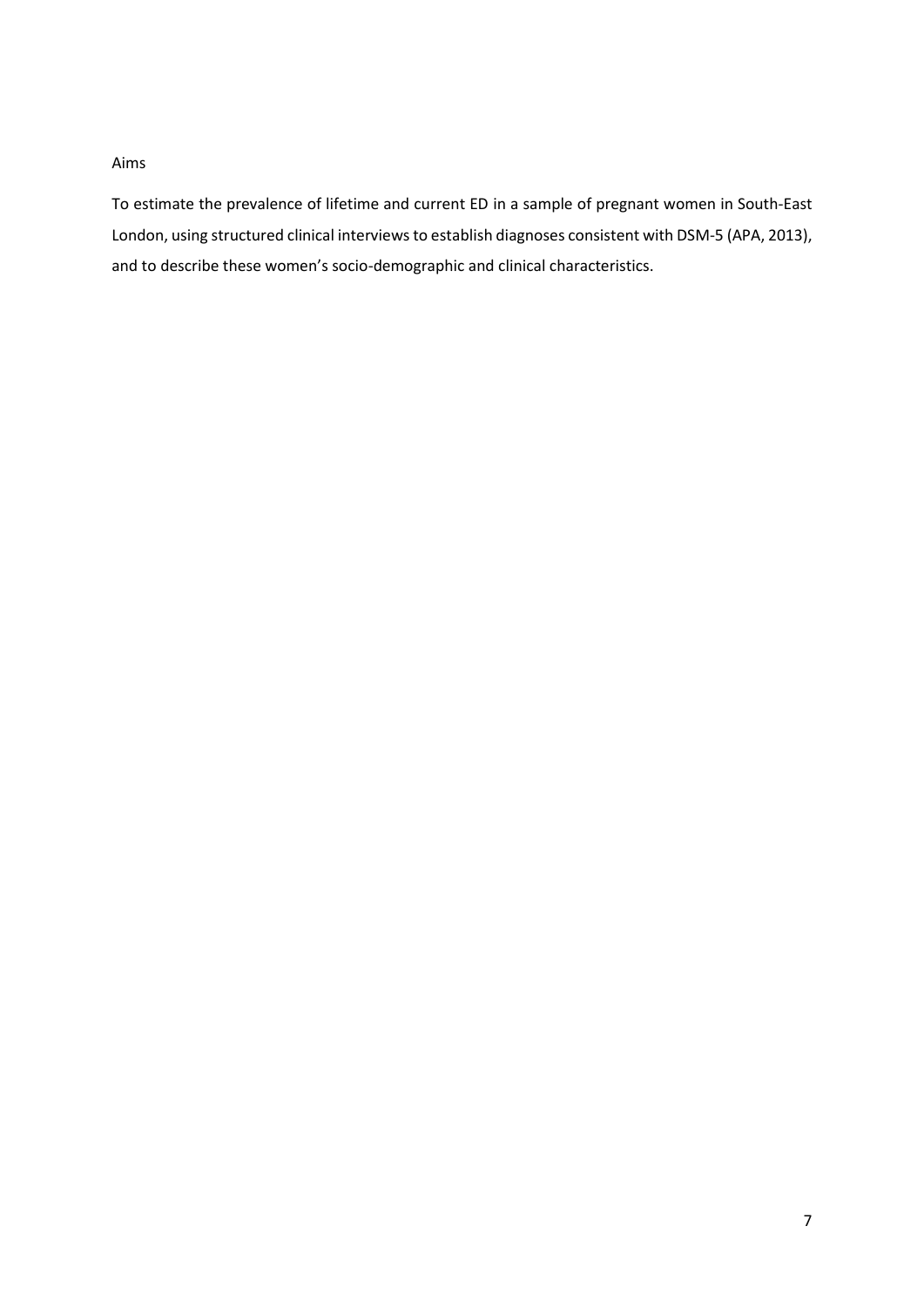## Aims

To estimate the prevalence of lifetime and current ED in a sample of pregnant women in South-East London, using structured clinical interviews to establish diagnoses consistent with DSM-5 (APA, 2013), and to describe these women's socio-demographic and clinical characteristics.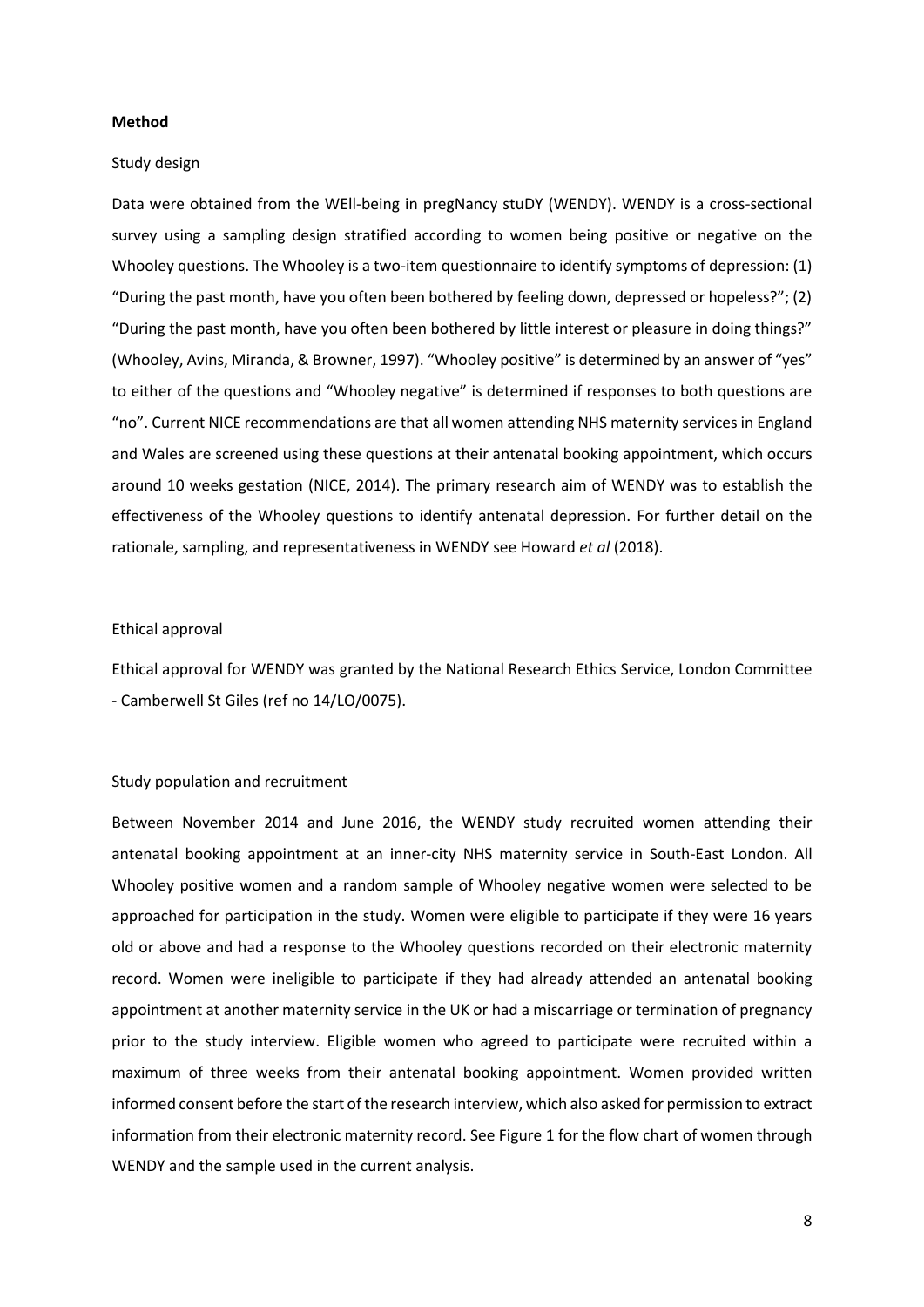## Method

### Study design

Data were obtained from the WEll-being in pregNancy stuDY (WENDY). WENDY is a cross-sectional survey using a sampling design stratified according to women being positive or negative on the Whooley questions. The Whooley is a two-item questionnaire to identify symptoms of depression: (1) "During the past month, have you often been bothered by feeling down, depressed or hopeless?"; (2) "During the past month, have you often been bothered by little interest or pleasure in doing things?" (Whooley, Avins, Miranda, & Browner, 1997). "Whooley positive" is determined by an answer of "yes" to either of the questions and "Whooley negative" is determined if responses to both questions are "no". Current NICE recommendations are that all women attending NHS maternity services in England and Wales are screened using these questions at their antenatal booking appointment, which occurs around 10 weeks gestation (NICE, 2014). The primary research aim of WENDY was to establish the effectiveness of the Whooley questions to identify antenatal depression. For further detail on the rationale, sampling, and representativeness in WENDY see Howard *et al* (2018).

### Ethical approval

Ethical approval for WENDY was granted by the National Research Ethics Service, London Committee - Camberwell St Giles (ref no 14/LO/0075).

### Study population and recruitment

Between November 2014 and June 2016, the WENDY study recruited women attending their antenatal booking appointment at an inner-city NHS maternity service in South-East London. All Whooley positive women and a random sample of Whooley negative women were selected to be approached for participation in the study. Women were eligible to participate if they were 16 years old or above and had a response to the Whooley questions recorded on their electronic maternity record. Women were ineligible to participate if they had already attended an antenatal booking appointment at another maternity service in the UK or had a miscarriage or termination of pregnancy prior to the study interview. Eligible women who agreed to participate were recruited within a maximum of three weeks from their antenatal booking appointment. Women provided written informed consent before the start of the research interview, which also asked for permission to extract information from their electronic maternity record. See Figure 1 for the flow chart of women through WENDY and the sample used in the current analysis.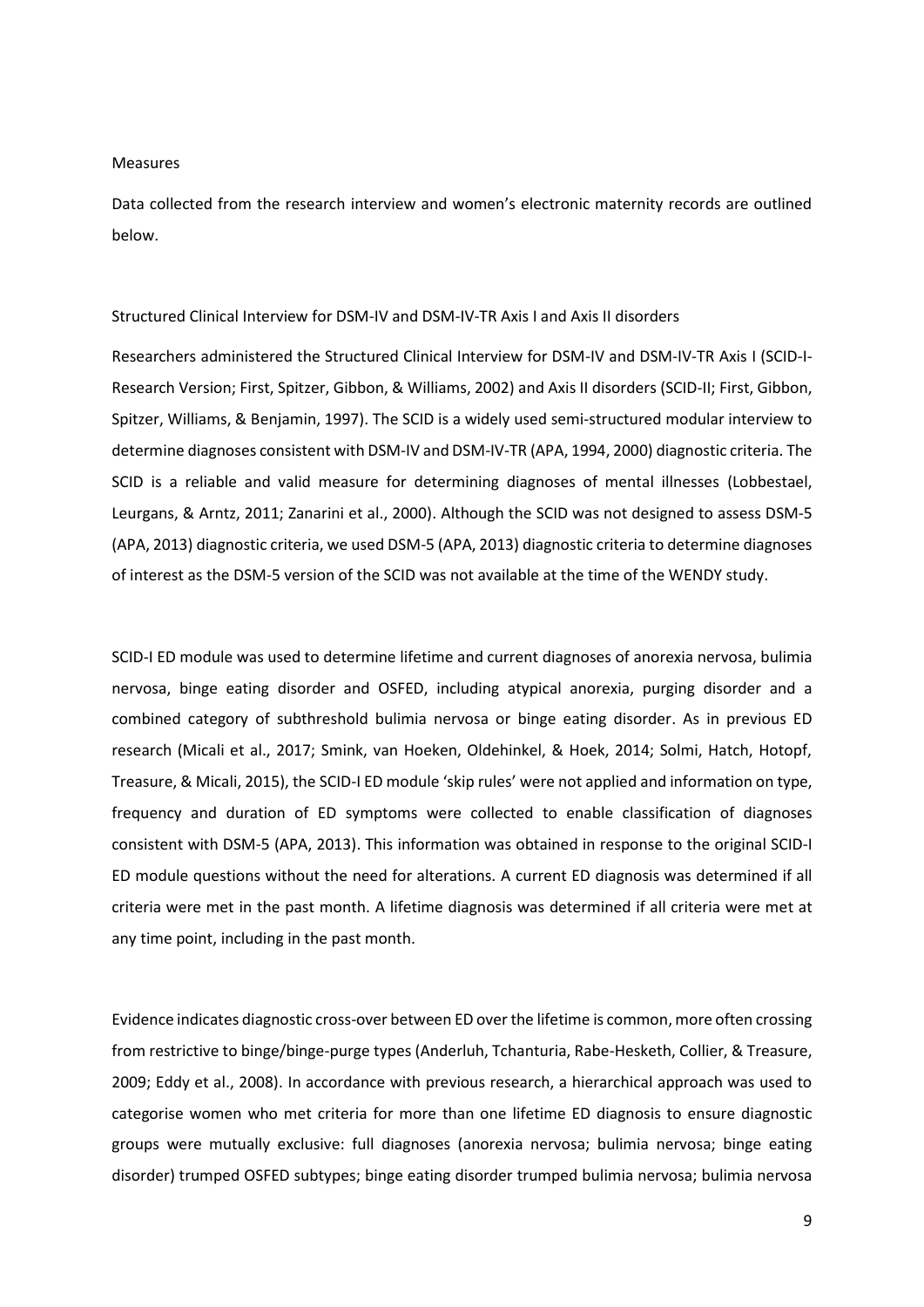## Measures

Data collected from the research interview and women's electronic maternity records are outlined below.

### Structured Clinical Interview for DSM-IV and DSM-IV-TR Axis I and Axis II disorders

Researchers administered the Structured Clinical Interview for DSM-IV and DSM-IV-TR Axis I (SCID-I-Research Version; First, Spitzer, Gibbon, & Williams, 2002) and Axis II disorders (SCID-II; First, Gibbon, Spitzer, Williams, & Benjamin, 1997). The SCID is a widely used semi-structured modular interview to determine diagnoses consistent with DSM-IV and DSM-IV-TR (APA, 1994, 2000) diagnostic criteria. The SCID is a reliable and valid measure for determining diagnoses of mental illnesses (Lobbestael, Leurgans, & Arntz, 2011; Zanarini et al., 2000). Although the SCID was not designed to assess DSM-5 (APA, 2013) diagnostic criteria, we used DSM-5 (APA, 2013) diagnostic criteria to determine diagnoses of interest as the DSM-5 version of the SCID was not available at the time of the WENDY study.

SCID-I ED module was used to determine lifetime and current diagnoses of anorexia nervosa, bulimia nervosa, binge eating disorder and OSFED, including atypical anorexia, purging disorder and a combined category of subthreshold bulimia nervosa or binge eating disorder. As in previous ED research (Micali et al., 2017; Smink, van Hoeken, Oldehinkel, & Hoek, 2014; Solmi, Hatch, Hotopf, Treasure, & Micali, 2015), the SCID-I ED module 'skip rules' were not applied and information on type, frequency and duration of ED symptoms were collected to enable classification of diagnoses consistent with DSM-5 (APA, 2013). This information was obtained in response to the original SCID-I ED module questions without the need for alterations. A current ED diagnosis was determined if all criteria were met in the past month. A lifetime diagnosis was determined if all criteria were met at any time point, including in the past month.

Evidence indicates diagnostic cross-over between ED over the lifetime is common, more often crossing from restrictive to binge/binge-purge types (Anderluh, Tchanturia, Rabe-Hesketh, Collier, & Treasure, 2009; Eddy et al., 2008). In accordance with previous research, a hierarchical approach was used to categorise women who met criteria for more than one lifetime ED diagnosis to ensure diagnostic groups were mutually exclusive: full diagnoses (anorexia nervosa; bulimia nervosa; binge eating disorder) trumped OSFED subtypes; binge eating disorder trumped bulimia nervosa; bulimia nervosa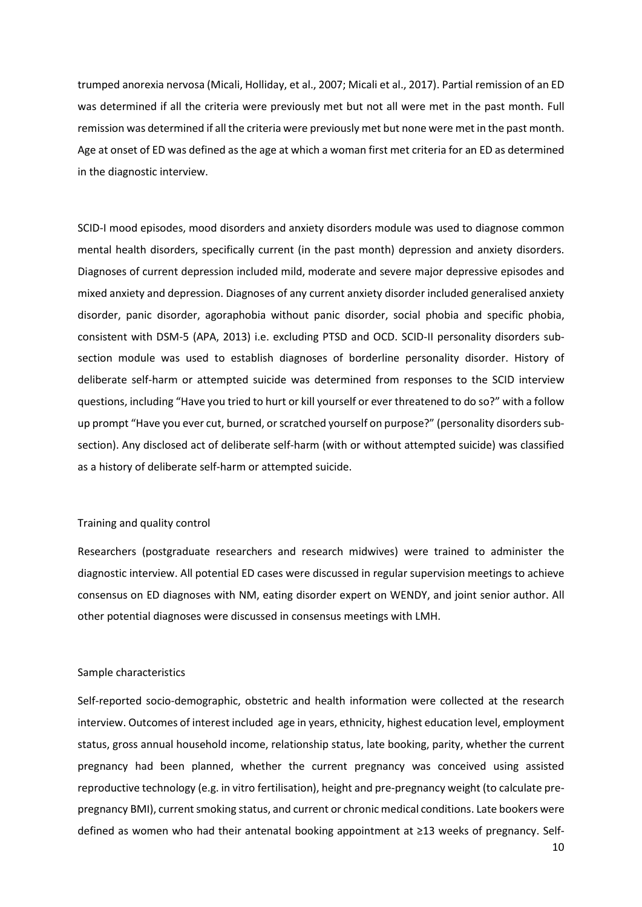trumped anorexia nervosa (Micali, Holliday, et al., 2007; Micali et al., 2017). Partial remission of an ED was determined if all the criteria were previously met but not all were met in the past month. Full remission was determined if all the criteria were previously met but none were met in the past month. Age at onset of ED was defined as the age at which a woman first met criteria for an ED as determined in the diagnostic interview.

SCID-I mood episodes, mood disorders and anxiety disorders module was used to diagnose common mental health disorders, specifically current (in the past month) depression and anxiety disorders. Diagnoses of current depression included mild, moderate and severe major depressive episodes and mixed anxiety and depression. Diagnoses of any current anxiety disorder included generalised anxiety disorder, panic disorder, agoraphobia without panic disorder, social phobia and specific phobia, consistent with DSM-5 (APA, 2013) i.e. excluding PTSD and OCD. SCID-II personality disorders sub-section module was used to establish diagnoses of borderline personality disorder. History of deliberate self-harm or attempted suicide was determined from responses to the SCID interview questions, including "Have you tried to hurt or kill yourself or ever threatened to do so?" with a follow up prompt "Have you ever cut, burned, or scratched yourself on purpose?" (personality disorders sub-section). Any disclosed act of deliberate self-harm (with or without attempted suicide) was classified as a history of deliberate self-harm or attempted suicide.

### Training and quality control

Researchers (postgraduate researchers and research midwives) were trained to administer the diagnostic interview. All potential ED cases were discussed in regular supervision meetings to achieve consensus on ED diagnoses with NM, eating disorder expert on WENDY, and joint senior author. All other potential diagnoses were discussed in consensus meetings with LMH.

### Sample characteristics

Self-reported socio-demographic, obstetric and health information were collected at the research interview. Outcomes of interest included age in years, ethnicity, highest education level, employment status, gross annual household income, relationship status, late booking, parity, whether the current pregnancy had been planned, whether the current pregnancy was conceived using assisted reproductive technology (e.g. in vitro fertilisation), height and pre-pregnancy weight (to calculate pre-pregnancy BMI), current smoking status, and current or chronic medical conditions. Late bookers were defined as women who had their antenatal booking appointment at ≥13 weeks of pregnancy. Self-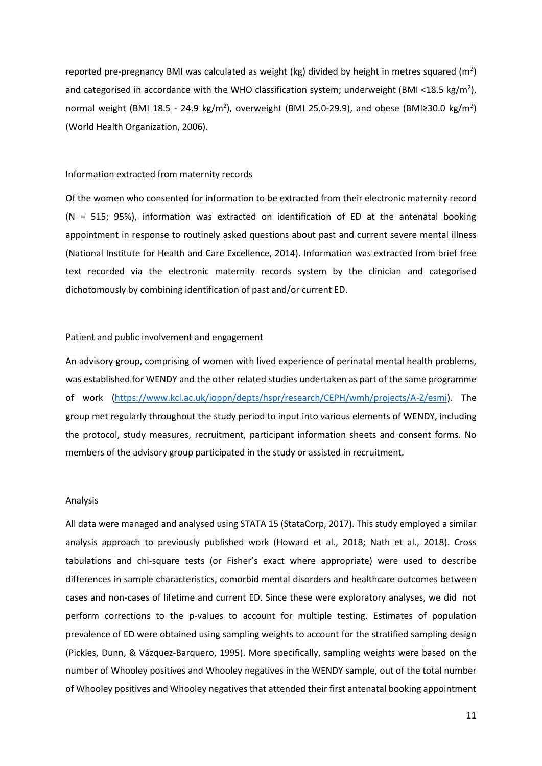reported pre-pregnancy BMI was calculated as weight (kg) divided by height in metres squared ($m^2$) and categorised in accordance with the WHO classification system; underweight (BMI <18.5 kg/$m^2$), normal weight (BMI 18.5 - 24.9 kg/$m^2$), overweight (BMI 25.0-29.9), and obese (BMI≥30.0 kg/$m^2$) (World Health Organization, 2006).

### Information extracted from maternity records

Of the women who consented for information to be extracted from their electronic maternity record (N = 515; 95%), information was extracted on identification of ED at the antenatal booking appointment in response to routinely asked questions about past and current severe mental illness (National Institute for Health and Care Excellence, 2014). Information was extracted from brief free text recorded via the electronic maternity records system by the clinician and categorised dichotomously by combining identification of past and/or current ED.

### Patient and public involvement and engagement

An advisory group, comprising of women with lived experience of perinatal mental health problems, was established for WENDY and the other related studies undertaken as part of the same programme of work (https://www.kcl.ac.uk/ioppn/depts/hspr/research/CEPH/wmh/projects/A-Z/esmi). The group met regularly throughout the study period to input into various elements of WENDY, including the protocol, study measures, recruitment, participant information sheets and consent forms. No members of the advisory group participated in the study or assisted in recruitment.

### Analysis

All data were managed and analysed using STATA 15 (StataCorp, 2017). This study employed a similar analysis approach to previously published work (Howard et al., 2018; Nath et al., 2018). Cross tabulations and chi-square tests (or Fisher's exact where appropriate) were used to describe differences in sample characteristics, comorbid mental disorders and healthcare outcomes between cases and non-cases of lifetime and current ED. Since these were exploratory analyses, we did not perform corrections to the p-values to account for multiple testing. Estimates of population prevalence of ED were obtained using sampling weights to account for the stratified sampling design (Pickles, Dunn, & Vázquez-Barquero, 1995). More specifically, sampling weights were based on the number of Whooley positives and Whooley negatives in the WENDY sample, out of the total number of Whooley positives and Whooley negatives that attended their first antenatal booking appointment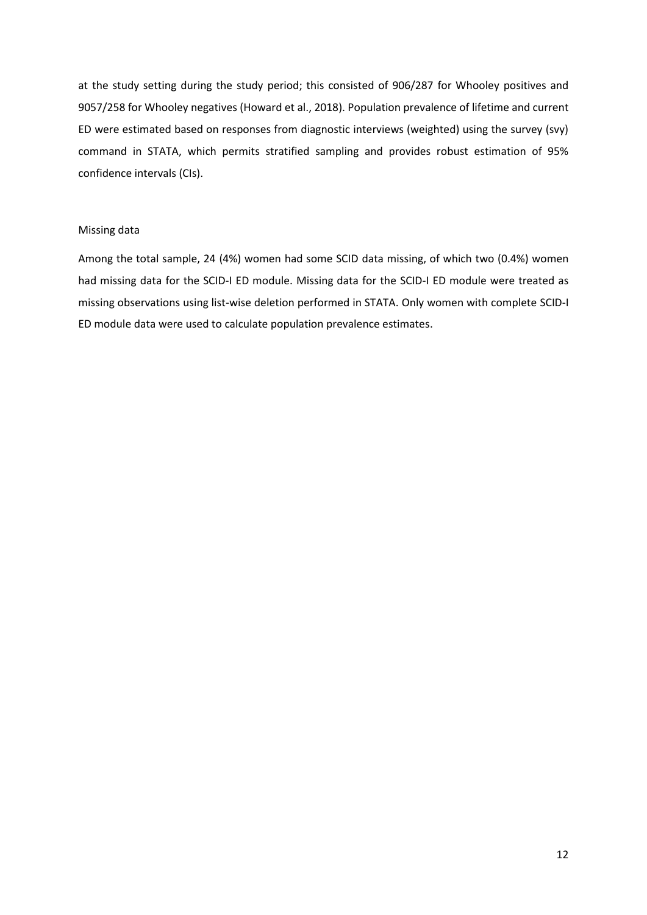at the study setting during the study period; this consisted of 906/287 for Whooley positives and 9057/258 for Whooley negatives (Howard et al., 2018). Population prevalence of lifetime and current ED were estimated based on responses from diagnostic interviews (weighted) using the survey (svy) command in STATA, which permits stratified sampling and provides robust estimation of 95% confidence intervals (CIs).

### Missing data

Among the total sample, 24 (4%) women had some SCID data missing, of which two (0.4%) women had missing data for the SCID-I ED module. Missing data for the SCID-I ED module were treated as missing observations using list-wise deletion performed in STATA. Only women with complete SCID-I ED module data were used to calculate population prevalence estimates.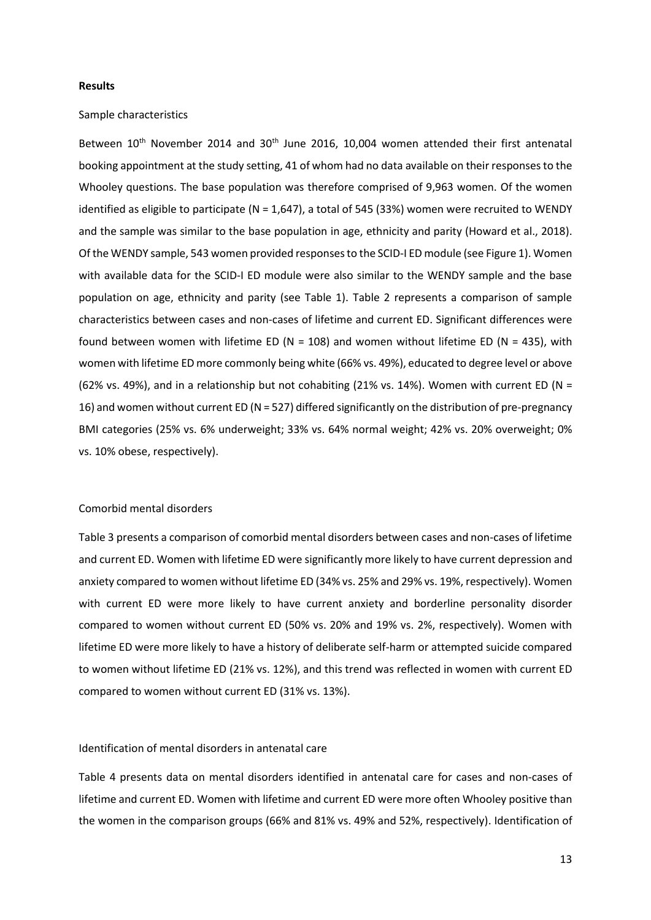**Results**

Sample characteristics

Between 10th November 2014 and 30th June 2016, 10,004 women attended their first antenatal booking appointment at the study setting, 41 of whom had no data available on their responses to the Whooley questions. The base population was therefore comprised of 9,963 women. Of the women identified as eligible to participate (N = 1,647), a total of 545 (33%) women were recruited to WENDY and the sample was similar to the base population in age, ethnicity and parity (Howard et al., 2018). Of the WENDY sample, 543 women provided responses to the SCID-I ED module (see Figure 1). Women with available data for the SCID-I ED module were also similar to the WENDY sample and the base population on age, ethnicity and parity (see Table 1). Table 2 represents a comparison of sample characteristics between cases and non-cases of lifetime and current ED. Significant differences were found between women with lifetime ED (N = 108) and women without lifetime ED (N = 435), with women with lifetime ED more commonly being white (66% vs. 49%), educated to degree level or above (62% vs. 49%), and in a relationship but not cohabiting (21% vs. 14%). Women with current ED (N = 16) and women without current ED (N = 527) differed significantly on the distribution of pre-pregnancy BMI categories (25% vs. 6% underweight; 33% vs. 64% normal weight; 42% vs. 20% overweight; 0% vs. 10% obese, respectively).

Comorbid mental disorders

Table 3 presents a comparison of comorbid mental disorders between cases and non-cases of lifetime and current ED. Women with lifetime ED were significantly more likely to have current depression and anxiety compared to women without lifetime ED (34% vs. 25% and 29% vs. 19%, respectively). Women with current ED were more likely to have current anxiety and borderline personality disorder compared to women without current ED (50% vs. 20% and 19% vs. 2%, respectively). Women with lifetime ED were more likely to have a history of deliberate self-harm or attempted suicide compared to women without lifetime ED (21% vs. 12%), and this trend was reflected in women with current ED compared to women without current ED (31% vs. 13%).

Identification of mental disorders in antenatal care

Table 4 presents data on mental disorders identified in antenatal care for cases and non-cases of lifetime and current ED. Women with lifetime and current ED were more often Whooley positive than the women in the comparison groups (66% and 81% vs. 49% and 52%, respectively). Identification of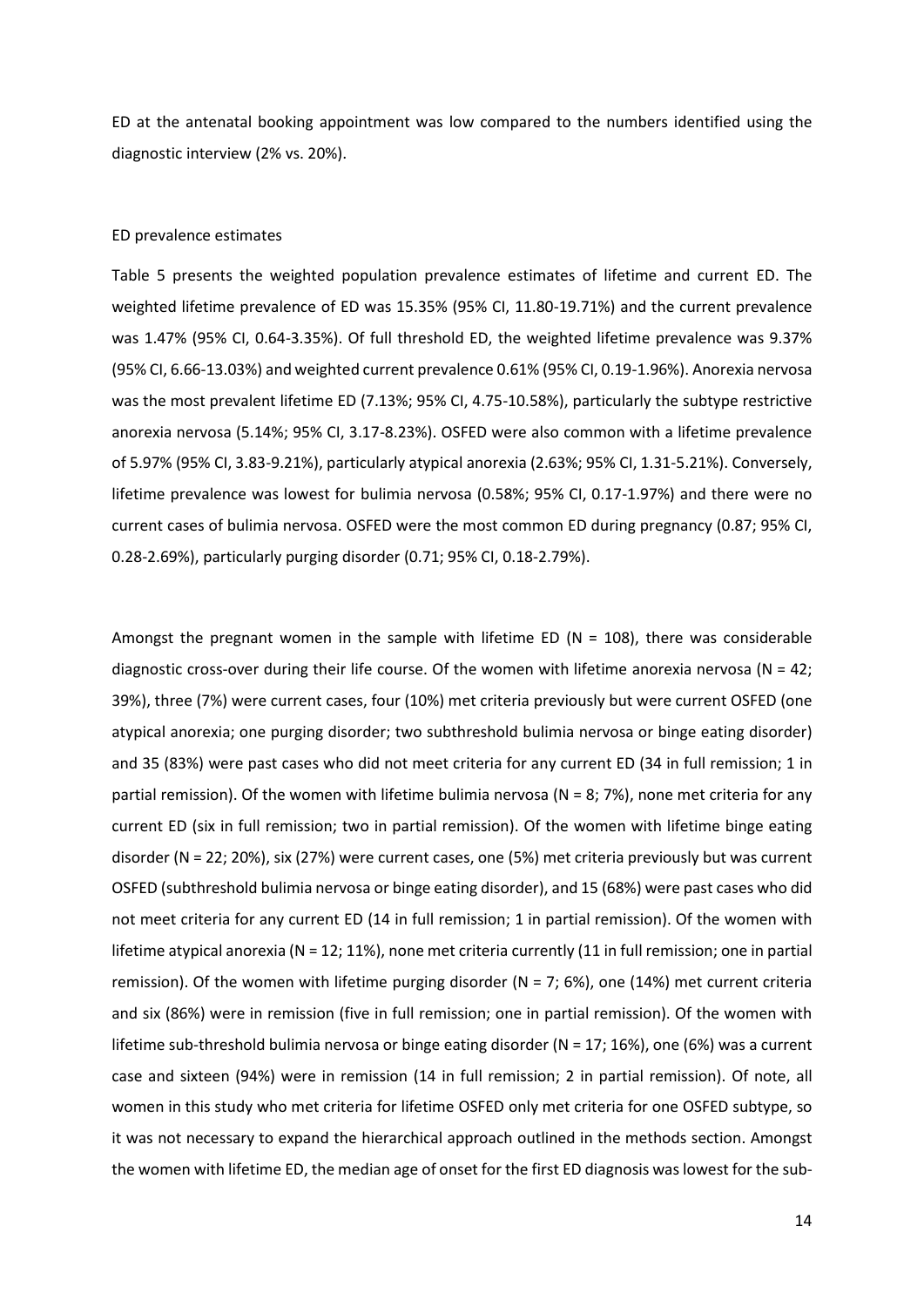ED at the antenatal booking appointment was low compared to the numbers identified using the diagnostic interview (2% vs. 20%).

ED prevalence estimates

Table 5 presents the weighted population prevalence estimates of lifetime and current ED. The weighted lifetime prevalence of ED was 15.35% (95% CI, 11.80-19.71%) and the current prevalence was 1.47% (95% CI, 0.64-3.35%). Of full threshold ED, the weighted lifetime prevalence was 9.37% (95% CI, 6.66-13.03%) and weighted current prevalence 0.61% (95% CI, 0.19-1.96%). Anorexia nervosa was the most prevalent lifetime ED (7.13%; 95% CI, 4.75-10.58%), particularly the subtype restrictive anorexia nervosa (5.14%; 95% CI, 3.17-8.23%). OSFED were also common with a lifetime prevalence of 5.97% (95% CI, 3.83-9.21%), particularly atypical anorexia (2.63%; 95% CI, 1.31-5.21%). Conversely, lifetime prevalence was lowest for bulimia nervosa (0.58%; 95% CI, 0.17-1.97%) and there were no current cases of bulimia nervosa. OSFED were the most common ED during pregnancy (0.87; 95% CI, 0.28-2.69%), particularly purging disorder (0.71; 95% CI, 0.18-2.79%).

Amongst the pregnant women in the sample with lifetime ED (N = 108), there was considerable diagnostic cross-over during their life course. Of the women with lifetime anorexia nervosa (N = 42; 39%), three (7%) were current cases, four (10%) met criteria previously but were current OSFED (one atypical anorexia; one purging disorder; two subthreshold bulimia nervosa or binge eating disorder) and 35 (83%) were past cases who did not meet criteria for any current ED (34 in full remission; 1 in partial remission). Of the women with lifetime bulimia nervosa (N = 8; 7%), none met criteria for any current ED (six in full remission; two in partial remission). Of the women with lifetime binge eating disorder (N = 22; 20%), six (27%) were current cases, one (5%) met criteria previously but was current OSFED (subthreshold bulimia nervosa or binge eating disorder), and 15 (68%) were past cases who did not meet criteria for any current ED (14 in full remission; 1 in partial remission). Of the women with lifetime atypical anorexia (N = 12; 11%), none met criteria currently (11 in full remission; one in partial remission). Of the women with lifetime purging disorder (N = 7; 6%), one (14%) met current criteria and six (86%) were in remission (five in full remission; one in partial remission). Of the women with lifetime sub-threshold bulimia nervosa or binge eating disorder (N = 17; 16%), one (6%) was a current case and sixteen (94%) were in remission (14 in full remission; 2 in partial remission). Of note, all women in this study who met criteria for lifetime OSFED only met criteria for one OSFED subtype, so it was not necessary to expand the hierarchical approach outlined in the methods section. Amongst the women with lifetime ED, the median age of onset for the first ED diagnosis was lowest for the sub-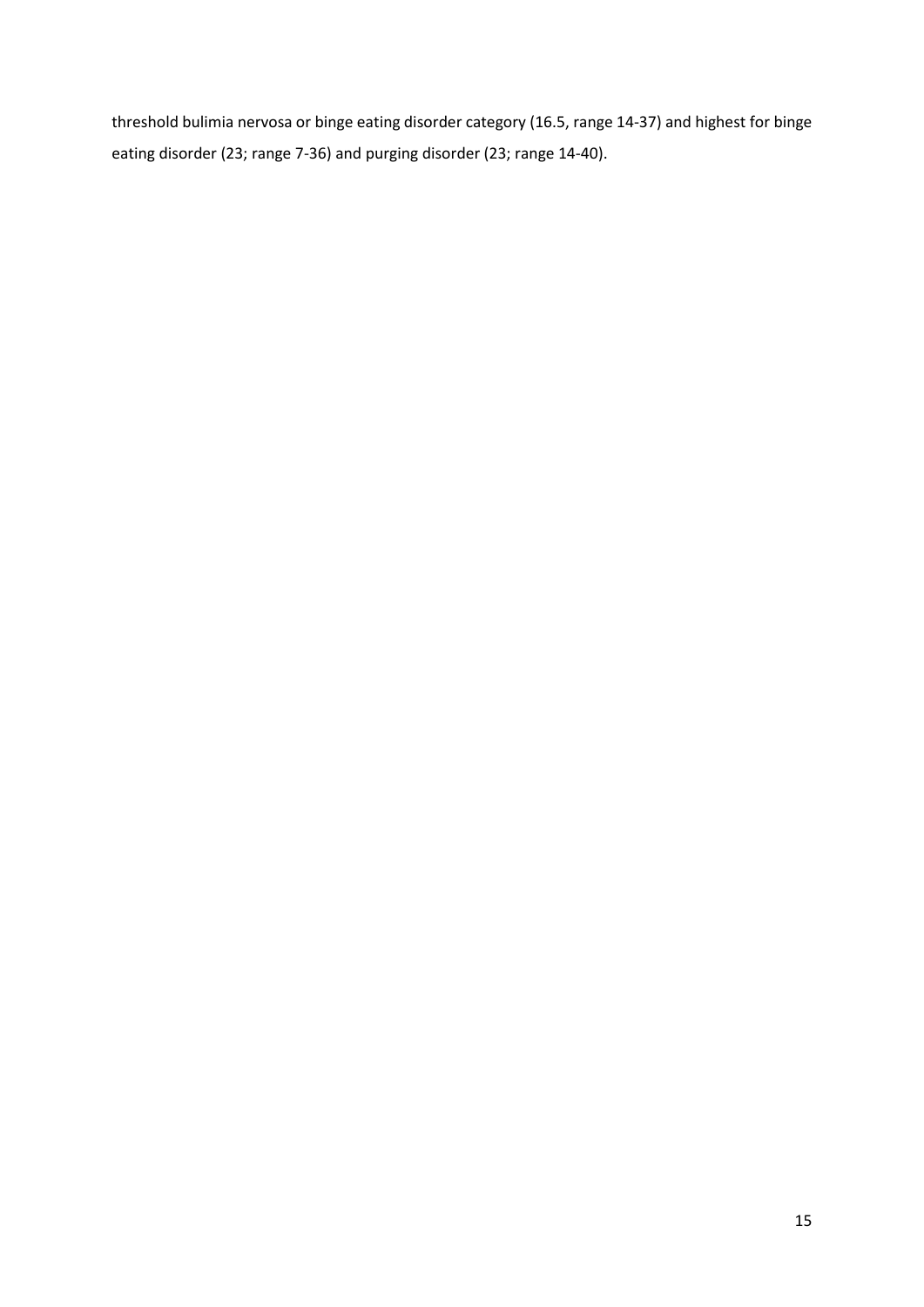threshold bulimia nervosa or binge eating disorder category (16.5, range 14-37) and highest for binge eating disorder (23; range 7-36) and purging disorder (23; range 14-40).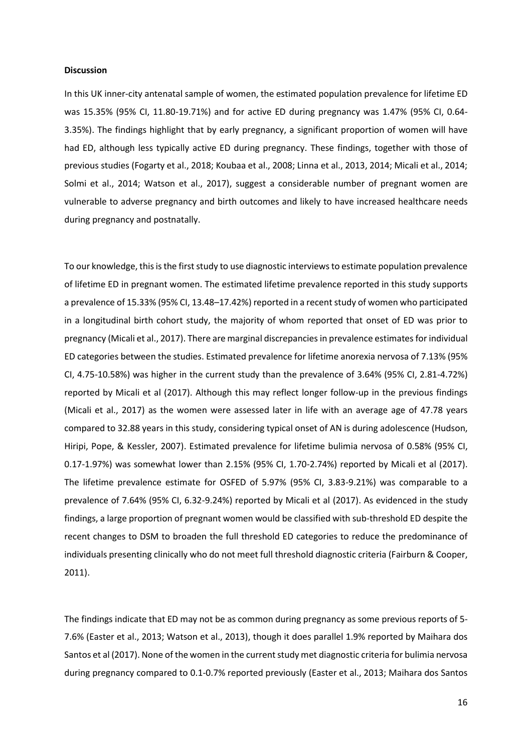**Discussion**

In this UK inner-city antenatal sample of women, the estimated population prevalence for lifetime ED was 15.35% (95% CI, 11.80-19.71%) and for active ED during pregnancy was 1.47% (95% CI, 0.64-3.35%). The findings highlight that by early pregnancy, a significant proportion of women will have had ED, although less typically active ED during pregnancy. These findings, together with those of previous studies (Fogarty et al., 2018; Koubaa et al., 2008; Linna et al., 2013, 2014; Micali et al., 2014; Solmi et al., 2014; Watson et al., 2017), suggest a considerable number of pregnant women are vulnerable to adverse pregnancy and birth outcomes and likely to have increased healthcare needs during pregnancy and postnatally.

To our knowledge, this is the first study to use diagnostic interviews to estimate population prevalence of lifetime ED in pregnant women. The estimated lifetime prevalence reported in this study supports a prevalence of 15.33% (95% CI, 13.48–17.42%) reported in a recent study of women who participated in a longitudinal birth cohort study, the majority of whom reported that onset of ED was prior to pregnancy (Micali et al., 2017). There are marginal discrepancies in prevalence estimates for individual ED categories between the studies. Estimated prevalence for lifetime anorexia nervosa of 7.13% (95% CI, 4.75-10.58%) was higher in the current study than the prevalence of 3.64% (95% CI, 2.81-4.72%) reported by Micali et al (2017). Although this may reflect longer follow-up in the previous findings (Micali et al., 2017) as the women were assessed later in life with an average age of 47.78 years compared to 32.88 years in this study, considering typical onset of AN is during adolescence (Hudson, Hiripi, Pope, & Kessler, 2007). Estimated prevalence for lifetime bulimia nervosa of 0.58% (95% CI, 0.17-1.97%) was somewhat lower than 2.15% (95% CI, 1.70-2.74%) reported by Micali et al (2017). The lifetime prevalence estimate for OSFED of 5.97% (95% CI, 3.83-9.21%) was comparable to a prevalence of 7.64% (95% CI, 6.32-9.24%) reported by Micali et al (2017). As evidenced in the study findings, a large proportion of pregnant women would be classified with sub-threshold ED despite the recent changes to DSM to broaden the full threshold ED categories to reduce the predominance of individuals presenting clinically who do not meet full threshold diagnostic criteria (Fairburn & Cooper, 2011).

The findings indicate that ED may not be as common during pregnancy as some previous reports of 5-7.6% (Easter et al., 2013; Watson et al., 2013), though it does parallel 1.9% reported by Maihara dos Santos et al (2017). None of the women in the current study met diagnostic criteria for bulimia nervosa during pregnancy compared to 0.1-0.7% reported previously (Easter et al., 2013; Maihara dos Santos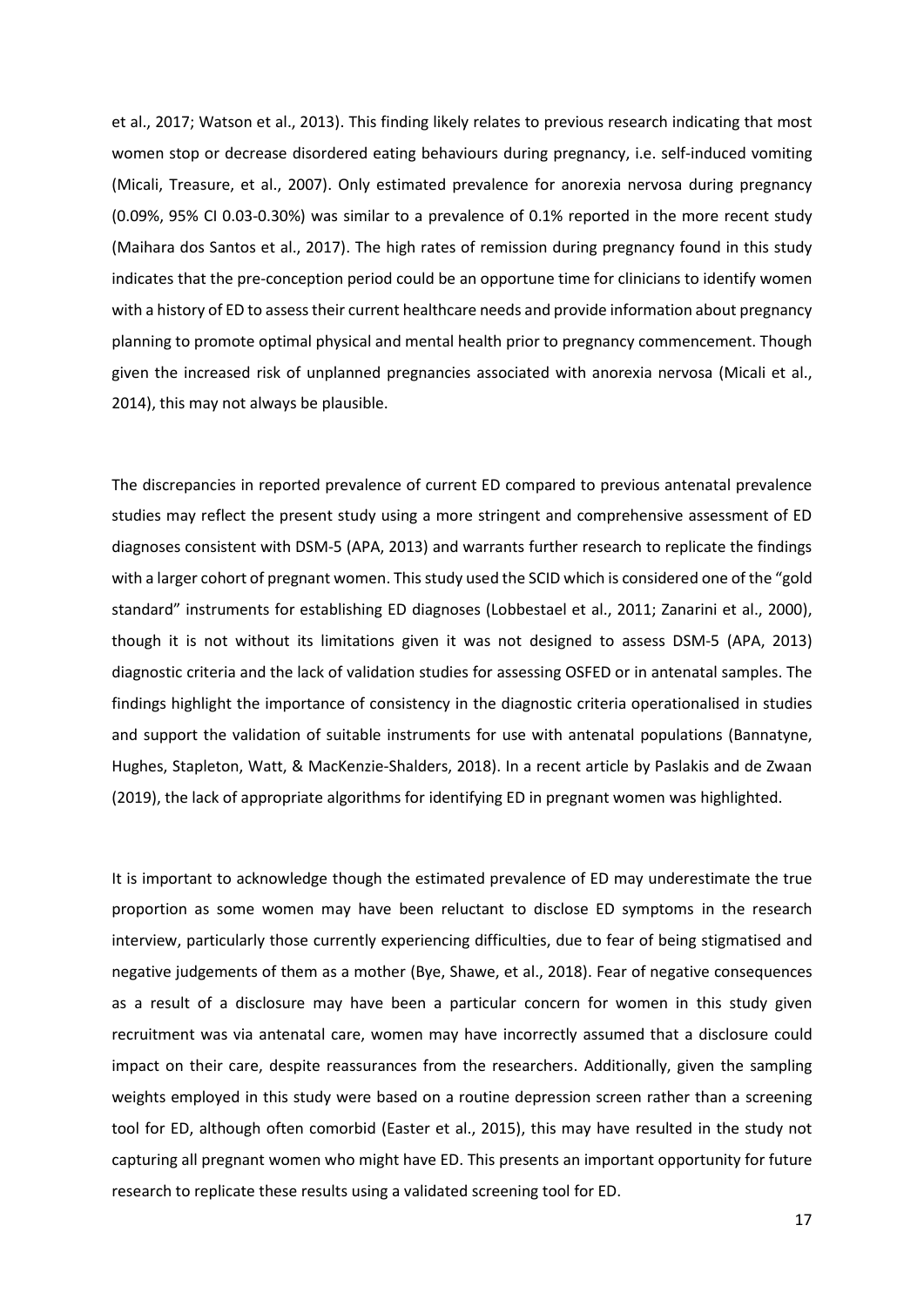et al., 2017; Watson et al., 2013). This finding likely relates to previous research indicating that most women stop or decrease disordered eating behaviours during pregnancy, i.e. self-induced vomiting (Micali, Treasure, et al., 2007). Only estimated prevalence for anorexia nervosa during pregnancy (0.09%, 95% CI 0.03-0.30%) was similar to a prevalence of 0.1% reported in the more recent study (Maihara dos Santos et al., 2017). The high rates of remission during pregnancy found in this study indicates that the pre-conception period could be an opportune time for clinicians to identify women with a history of ED to assess their current healthcare needs and provide information about pregnancy planning to promote optimal physical and mental health prior to pregnancy commencement. Though given the increased risk of unplanned pregnancies associated with anorexia nervosa (Micali et al., 2014), this may not always be plausible.

The discrepancies in reported prevalence of current ED compared to previous antenatal prevalence studies may reflect the present study using a more stringent and comprehensive assessment of ED diagnoses consistent with DSM-5 (APA, 2013) and warrants further research to replicate the findings with a larger cohort of pregnant women. This study used the SCID which is considered one of the "gold standard" instruments for establishing ED diagnoses (Lobbestael et al., 2011; Zanarini et al., 2000), though it is not without its limitations given it was not designed to assess DSM-5 (APA, 2013) diagnostic criteria and the lack of validation studies for assessing OSFED or in antenatal samples. The findings highlight the importance of consistency in the diagnostic criteria operationalised in studies and support the validation of suitable instruments for use with antenatal populations (Bannatyne, Hughes, Stapleton, Watt, & MacKenzie-Shalders, 2018). In a recent article by Paslakis and de Zwaan (2019), the lack of appropriate algorithms for identifying ED in pregnant women was highlighted.

It is important to acknowledge though the estimated prevalence of ED may underestimate the true proportion as some women may have been reluctant to disclose ED symptoms in the research interview, particularly those currently experiencing difficulties, due to fear of being stigmatised and negative judgements of them as a mother (Bye, Shawe, et al., 2018). Fear of negative consequences as a result of a disclosure may have been a particular concern for women in this study given recruitment was via antenatal care, women may have incorrectly assumed that a disclosure could impact on their care, despite reassurances from the researchers. Additionally, given the sampling weights employed in this study were based on a routine depression screen rather than a screening tool for ED, although often comorbid (Easter et al., 2015), this may have resulted in the study not capturing all pregnant women who might have ED. This presents an important opportunity for future research to replicate these results using a validated screening tool for ED.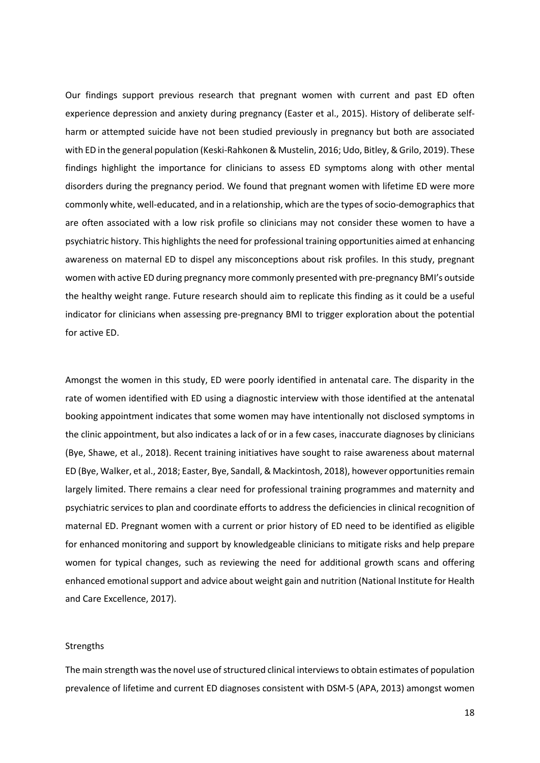Our findings support previous research that pregnant women with current and past ED often experience depression and anxiety during pregnancy (Easter et al., 2015). History of deliberate self-harm or attempted suicide have not been studied previously in pregnancy but both are associated with ED in the general population (Keski-Rahkonen & Mustelin, 2016; Udo, Bitley, & Grilo, 2019). These findings highlight the importance for clinicians to assess ED symptoms along with other mental disorders during the pregnancy period. We found that pregnant women with lifetime ED were more commonly white, well-educated, and in a relationship, which are the types of socio-demographics that are often associated with a low risk profile so clinicians may not consider these women to have a psychiatric history. This highlights the need for professional training opportunities aimed at enhancing awareness on maternal ED to dispel any misconceptions about risk profiles. In this study, pregnant women with active ED during pregnancy more commonly presented with pre-pregnancy BMI's outside the healthy weight range. Future research should aim to replicate this finding as it could be a useful indicator for clinicians when assessing pre-pregnancy BMI to trigger exploration about the potential for active ED.

Amongst the women in this study, ED were poorly identified in antenatal care. The disparity in the rate of women identified with ED using a diagnostic interview with those identified at the antenatal booking appointment indicates that some women may have intentionally not disclosed symptoms in the clinic appointment, but also indicates a lack of or in a few cases, inaccurate diagnoses by clinicians (Bye, Shawe, et al., 2018). Recent training initiatives have sought to raise awareness about maternal ED (Bye, Walker, et al., 2018; Easter, Bye, Sandall, & Mackintosh, 2018), however opportunities remain largely limited. There remains a clear need for professional training programmes and maternity and psychiatric services to plan and coordinate efforts to address the deficiencies in clinical recognition of maternal ED. Pregnant women with a current or prior history of ED need to be identified as eligible for enhanced monitoring and support by knowledgeable clinicians to mitigate risks and help prepare women for typical changes, such as reviewing the need for additional growth scans and offering enhanced emotional support and advice about weight gain and nutrition (National Institute for Health and Care Excellence, 2017).

## Strengths

The main strength was the novel use of structured clinical interviews to obtain estimates of population prevalence of lifetime and current ED diagnoses consistent with DSM-5 (APA, 2013) amongst women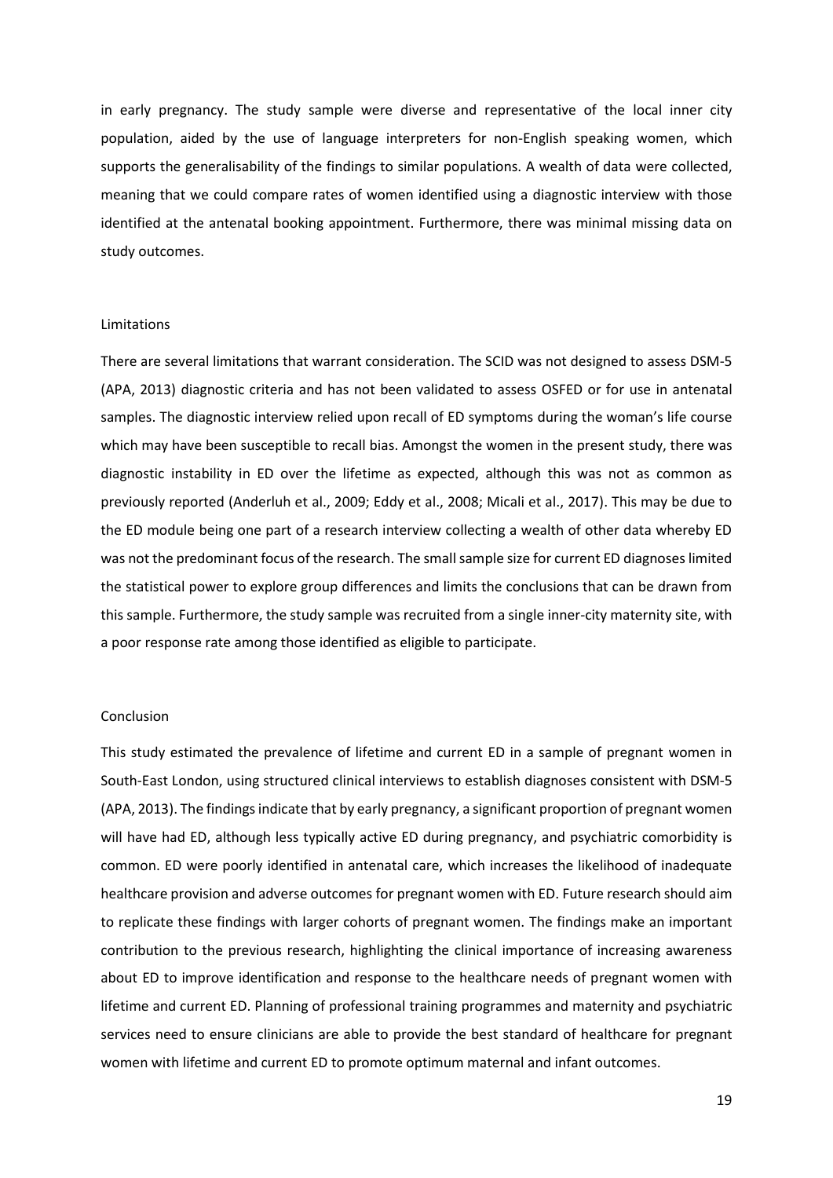in early pregnancy. The study sample were diverse and representative of the local inner city population, aided by the use of language interpreters for non-English speaking women, which supports the generalisability of the findings to similar populations. A wealth of data were collected, meaning that we could compare rates of women identified using a diagnostic interview with those identified at the antenatal booking appointment. Furthermore, there was minimal missing data on study outcomes.

## Limitations

There are several limitations that warrant consideration. The SCID was not designed to assess DSM-5 (APA, 2013) diagnostic criteria and has not been validated to assess OSFED or for use in antenatal samples. The diagnostic interview relied upon recall of ED symptoms during the woman's life course which may have been susceptible to recall bias. Amongst the women in the present study, there was diagnostic instability in ED over the lifetime as expected, although this was not as common as previously reported (Anderluh et al., 2009; Eddy et al., 2008; Micali et al., 2017). This may be due to the ED module being one part of a research interview collecting a wealth of other data whereby ED was not the predominant focus of the research. The small sample size for current ED diagnoses limited the statistical power to explore group differences and limits the conclusions that can be drawn from this sample. Furthermore, the study sample was recruited from a single inner-city maternity site, with a poor response rate among those identified as eligible to participate.

## Conclusion

This study estimated the prevalence of lifetime and current ED in a sample of pregnant women in South-East London, using structured clinical interviews to establish diagnoses consistent with DSM-5 (APA, 2013). The findings indicate that by early pregnancy, a significant proportion of pregnant women will have had ED, although less typically active ED during pregnancy, and psychiatric comorbidity is common. ED were poorly identified in antenatal care, which increases the likelihood of inadequate healthcare provision and adverse outcomes for pregnant women with ED. Future research should aim to replicate these findings with larger cohorts of pregnant women. The findings make an important contribution to the previous research, highlighting the clinical importance of increasing awareness about ED to improve identification and response to the healthcare needs of pregnant women with lifetime and current ED. Planning of professional training programmes and maternity and psychiatric services need to ensure clinicians are able to provide the best standard of healthcare for pregnant women with lifetime and current ED to promote optimum maternal and infant outcomes.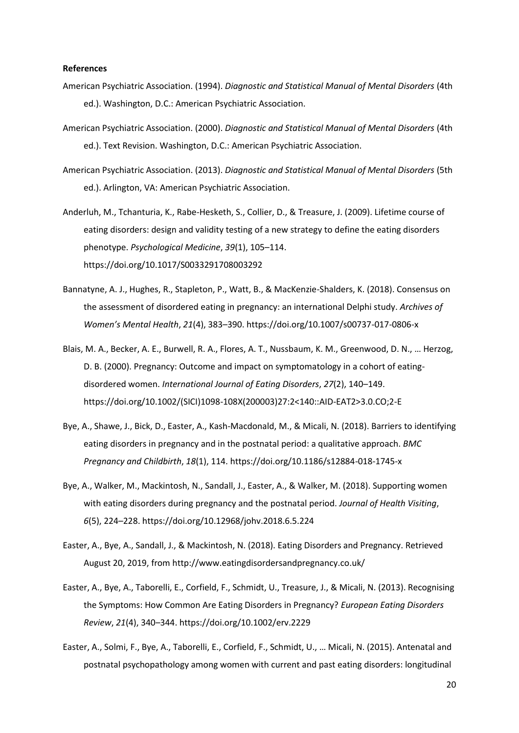**References**

American Psychiatric Association. (1994). *Diagnostic and Statistical Manual of Mental Disorders* (4th ed.). Washington, D.C.: American Psychiatric Association.

American Psychiatric Association. (2000). *Diagnostic and Statistical Manual of Mental Disorders* (4th ed.). Text Revision. Washington, D.C.: American Psychiatric Association.

American Psychiatric Association. (2013). *Diagnostic and Statistical Manual of Mental Disorders* (5th ed.). Arlington, VA: American Psychiatric Association.

Anderluh, M., Tchanturia, K., Rabe-Hesketh, S., Collier, D., & Treasure, J. (2009). Lifetime course of eating disorders: design and validity testing of a new strategy to define the eating disorders phenotype. *Psychological Medicine*, *39*(1), 105–114. https://doi.org/10.1017/S0033291708003292

Bannatyne, A. J., Hughes, R., Stapleton, P., Watt, B., & MacKenzie-Shalders, K. (2018). Consensus on the assessment of disordered eating in pregnancy: an international Delphi study. *Archives of Women's Mental Health*, *21*(4), 383–390. https://doi.org/10.1007/s00737-017-0806-x

Blais, M. A., Becker, A. E., Burwell, R. A., Flores, A. T., Nussbaum, K. M., Greenwood, D. N., … Herzog, D. B. (2000). Pregnancy: Outcome and impact on symptomatology in a cohort of eating-disordered women. *International Journal of Eating Disorders*, *27*(2), 140–149. https://doi.org/10.1002/(SICI)1098-108X(200003)27:2<140::AID-EAT2>3.0.CO;2-E

Bye, A., Shawe, J., Bick, D., Easter, A., Kash-Macdonald, M., & Micali, N. (2018). Barriers to identifying eating disorders in pregnancy and in the postnatal period: a qualitative approach. *BMC Pregnancy and Childbirth*, *18*(1), 114. https://doi.org/10.1186/s12884-018-1745-x

Bye, A., Walker, M., Mackintosh, N., Sandall, J., Easter, A., & Walker, M. (2018). Supporting women with eating disorders during pregnancy and the postnatal period. *Journal of Health Visiting*, *6*(5), 224–228. https://doi.org/10.12968/johv.2018.6.5.224

Easter, A., Bye, A., Sandall, J., & Mackintosh, N. (2018). Eating Disorders and Pregnancy. Retrieved August 20, 2019, from http://www.eatingdisordersandpregnancy.co.uk/

Easter, A., Bye, A., Taborelli, E., Corfield, F., Schmidt, U., Treasure, J., & Micali, N. (2013). Recognising the Symptoms: How Common Are Eating Disorders in Pregnancy? *European Eating Disorders Review*, *21*(4), 340–344. https://doi.org/10.1002/erv.2229

Easter, A., Solmi, F., Bye, A., Taborelli, E., Corfield, F., Schmidt, U., … Micali, N. (2015). Antenatal and postnatal psychopathology among women with current and past eating disorders: longitudinal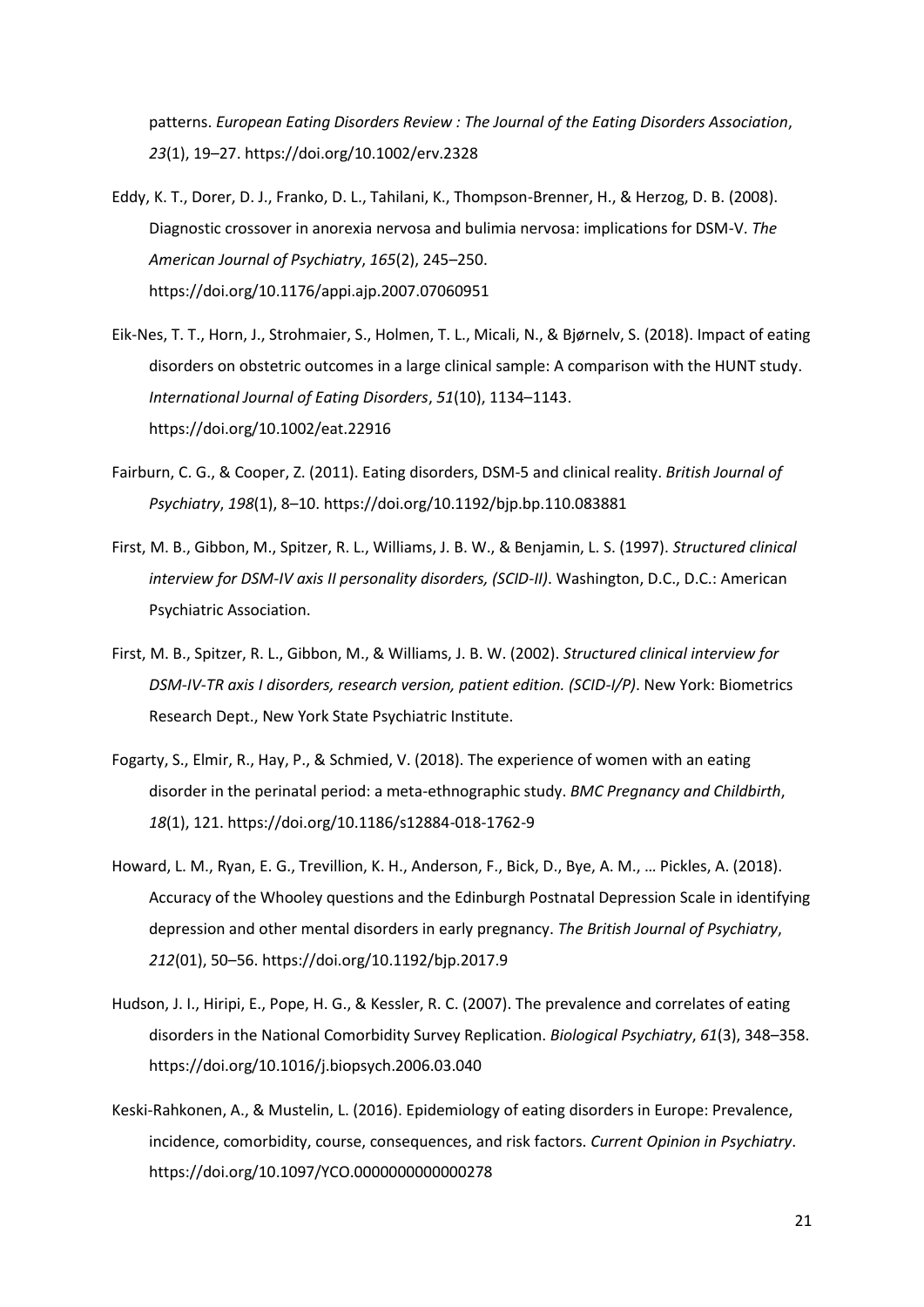patterns. *European Eating Disorders Review : The Journal of the Eating Disorders Association*, *23*(1), 19–27. https://doi.org/10.1002/erv.2328

Eddy, K. T., Dorer, D. J., Franko, D. L., Tahilani, K., Thompson-Brenner, H., & Herzog, D. B. (2008). Diagnostic crossover in anorexia nervosa and bulimia nervosa: implications for DSM-V. *The American Journal of Psychiatry*, *165*(2), 245–250. https://doi.org/10.1176/appi.ajp.2007.07060951

Eik-Nes, T. T., Horn, J., Strohmaier, S., Holmen, T. L., Micali, N., & Bjørnelv, S. (2018). Impact of eating disorders on obstetric outcomes in a large clinical sample: A comparison with the HUNT study. *International Journal of Eating Disorders*, *51*(10), 1134–1143. https://doi.org/10.1002/eat.22916

Fairburn, C. G., & Cooper, Z. (2011). Eating disorders, DSM-5 and clinical reality. *British Journal of Psychiatry*, *198*(1), 8–10. https://doi.org/10.1192/bjp.bp.110.083881

First, M. B., Gibbon, M., Spitzer, R. L., Williams, J. B. W., & Benjamin, L. S. (1997). *Structured clinical interview for DSM-IV axis II personality disorders, (SCID-II)*. Washington, D.C., D.C.: American Psychiatric Association.

First, M. B., Spitzer, R. L., Gibbon, M., & Williams, J. B. W. (2002). *Structured clinical interview for DSM-IV-TR axis I disorders, research version, patient edition. (SCID-I/P)*. New York: Biometrics Research Dept., New York State Psychiatric Institute.

Fogarty, S., Elmir, R., Hay, P., & Schmied, V. (2018). The experience of women with an eating disorder in the perinatal period: a meta-ethnographic study. *BMC Pregnancy and Childbirth*, *18*(1), 121. https://doi.org/10.1186/s12884-018-1762-9

Howard, L. M., Ryan, E. G., Trevillion, K. H., Anderson, F., Bick, D., Bye, A. M., … Pickles, A. (2018). Accuracy of the Whooley questions and the Edinburgh Postnatal Depression Scale in identifying depression and other mental disorders in early pregnancy. *The British Journal of Psychiatry*, *212*(01), 50–56. https://doi.org/10.1192/bjp.2017.9

Hudson, J. I., Hiripi, E., Pope, H. G., & Kessler, R. C. (2007). The prevalence and correlates of eating disorders in the National Comorbidity Survey Replication. *Biological Psychiatry*, *61*(3), 348–358. https://doi.org/10.1016/j.biopsych.2006.03.040

Keski-Rahkonen, A., & Mustelin, L. (2016). Epidemiology of eating disorders in Europe: Prevalence, incidence, comorbidity, course, consequences, and risk factors. *Current Opinion in Psychiatry*. https://doi.org/10.1097/YCO.0000000000000278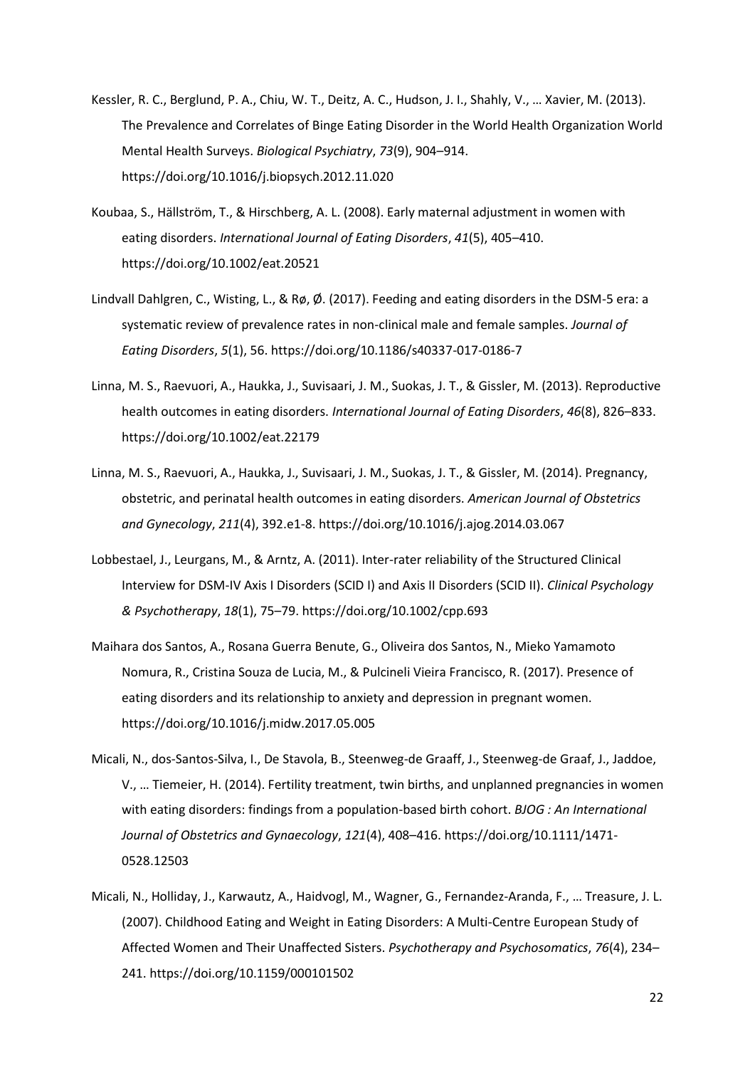Kessler, R. C., Berglund, P. A., Chiu, W. T., Deitz, A. C., Hudson, J. I., Shahly, V., … Xavier, M. (2013). The Prevalence and Correlates of Binge Eating Disorder in the World Health Organization World Mental Health Surveys. *Biological Psychiatry*, *73*(9), 904–914. https://doi.org/10.1016/j.biopsych.2012.11.020

Koubaa, S., Hällström, T., & Hirschberg, A. L. (2008). Early maternal adjustment in women with eating disorders. *International Journal of Eating Disorders*, *41*(5), 405–410. https://doi.org/10.1002/eat.20521

Lindvall Dahlgren, C., Wisting, L., & Rø, Ø. (2017). Feeding and eating disorders in the DSM-5 era: a systematic review of prevalence rates in non-clinical male and female samples. *Journal of Eating Disorders*, *5*(1), 56. https://doi.org/10.1186/s40337-017-0186-7

Linna, M. S., Raevuori, A., Haukka, J., Suvisaari, J. M., Suokas, J. T., & Gissler, M. (2013). Reproductive health outcomes in eating disorders. *International Journal of Eating Disorders*, *46*(8), 826–833. https://doi.org/10.1002/eat.22179

Linna, M. S., Raevuori, A., Haukka, J., Suvisaari, J. M., Suokas, J. T., & Gissler, M. (2014). Pregnancy, obstetric, and perinatal health outcomes in eating disorders. *American Journal of Obstetrics and Gynecology*, *211*(4), 392.e1-8. https://doi.org/10.1016/j.ajog.2014.03.067

Lobbestael, J., Leurgans, M., & Arntz, A. (2011). Inter-rater reliability of the Structured Clinical Interview for DSM-IV Axis I Disorders (SCID I) and Axis II Disorders (SCID II). *Clinical Psychology & Psychotherapy*, *18*(1), 75–79. https://doi.org/10.1002/cpp.693

Maihara dos Santos, A., Rosana Guerra Benute, G., Oliveira dos Santos, N., Mieko Yamamoto Nomura, R., Cristina Souza de Lucia, M., & Pulcineli Vieira Francisco, R. (2017). Presence of eating disorders and its relationship to anxiety and depression in pregnant women. https://doi.org/10.1016/j.midw.2017.05.005

Micali, N., dos-Santos-Silva, I., De Stavola, B., Steenweg-de Graaff, J., Steenweg-de Graaf, J., Jaddoe, V., … Tiemeier, H. (2014). Fertility treatment, twin births, and unplanned pregnancies in women with eating disorders: findings from a population-based birth cohort. *BJOG : An International Journal of Obstetrics and Gynaecology*, *121*(4), 408–416. https://doi.org/10.1111/1471-0528.12503

Micali, N., Holliday, J., Karwautz, A., Haidvogl, M., Wagner, G., Fernandez-Aranda, F., … Treasure, J. L. (2007). Childhood Eating and Weight in Eating Disorders: A Multi-Centre European Study of Affected Women and Their Unaffected Sisters. *Psychotherapy and Psychosomatics*, *76*(4), 234–241. https://doi.org/10.1159/000101502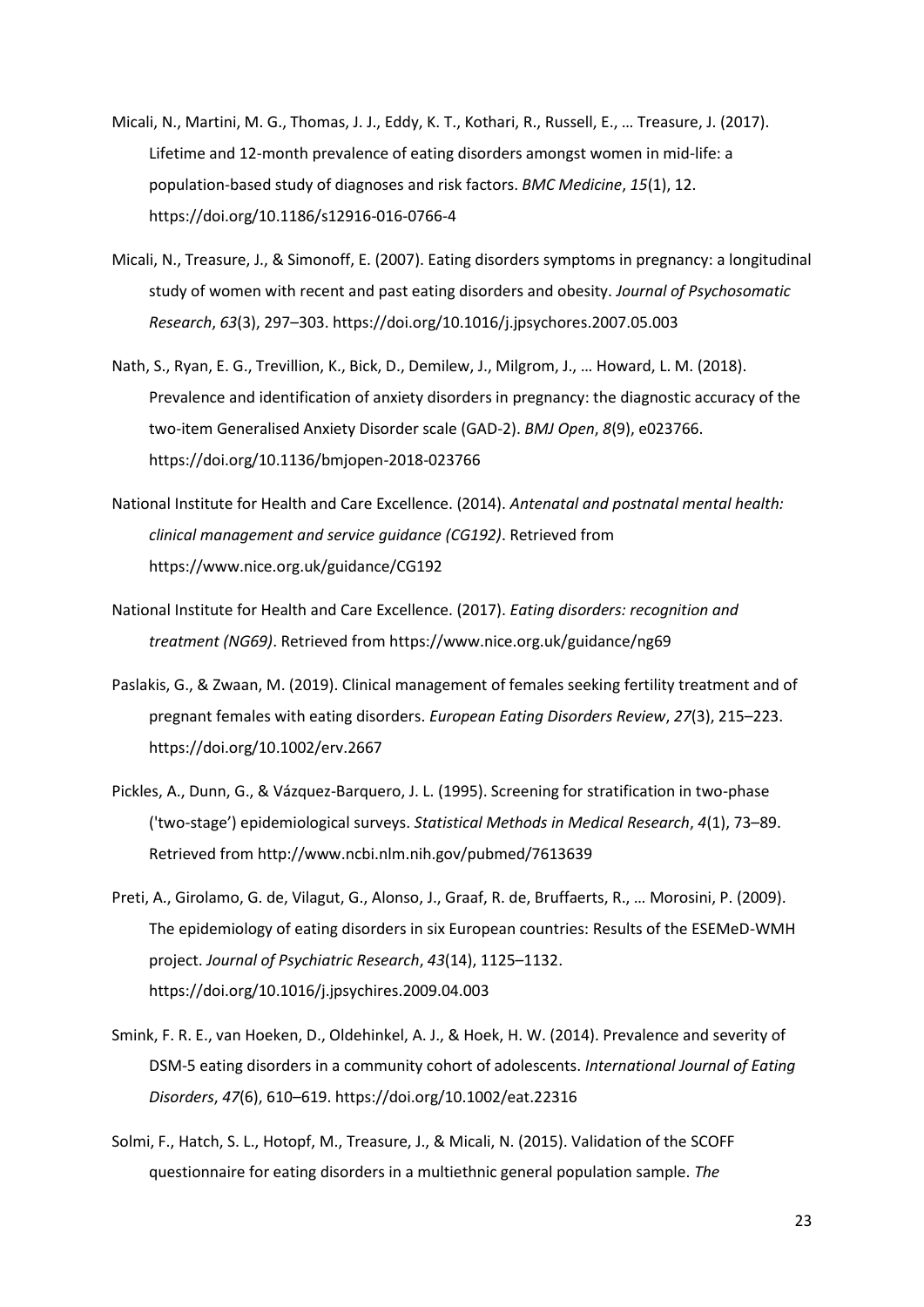Micali, N., Martini, M. G., Thomas, J. J., Eddy, K. T., Kothari, R., Russell, E., … Treasure, J. (2017). Lifetime and 12-month prevalence of eating disorders amongst women in mid-life: a population-based study of diagnoses and risk factors. *BMC Medicine*, *15*(1), 12. https://doi.org/10.1186/s12916-016-0766-4

Micali, N., Treasure, J., & Simonoff, E. (2007). Eating disorders symptoms in pregnancy: a longitudinal study of women with recent and past eating disorders and obesity. *Journal of Psychosomatic Research*, *63*(3), 297–303. https://doi.org/10.1016/j.jpsychores.2007.05.003

Nath, S., Ryan, E. G., Trevillion, K., Bick, D., Demilew, J., Milgrom, J., … Howard, L. M. (2018). Prevalence and identification of anxiety disorders in pregnancy: the diagnostic accuracy of the two-item Generalised Anxiety Disorder scale (GAD-2). *BMJ Open*, *8*(9), e023766. https://doi.org/10.1136/bmjopen-2018-023766

National Institute for Health and Care Excellence. (2014). *Antenatal and postnatal mental health: clinical management and service guidance (CG192)*. Retrieved from https://www.nice.org.uk/guidance/CG192

National Institute for Health and Care Excellence. (2017). *Eating disorders: recognition and treatment (NG69)*. Retrieved from https://www.nice.org.uk/guidance/ng69

Paslakis, G., & Zwaan, M. (2019). Clinical management of females seeking fertility treatment and of pregnant females with eating disorders. *European Eating Disorders Review*, *27*(3), 215–223. https://doi.org/10.1002/erv.2667

Pickles, A., Dunn, G., & Vázquez-Barquero, J. L. (1995). Screening for stratification in two-phase ('two-stage') epidemiological surveys. *Statistical Methods in Medical Research*, *4*(1), 73–89. Retrieved from http://www.ncbi.nlm.nih.gov/pubmed/7613639

Preti, A., Girolamo, G. de, Vilagut, G., Alonso, J., Graaf, R. de, Bruffaerts, R., … Morosini, P. (2009). The epidemiology of eating disorders in six European countries: Results of the ESEMeD-WMH project. *Journal of Psychiatric Research*, *43*(14), 1125–1132. https://doi.org/10.1016/j.jpsychires.2009.04.003

Smink, F. R. E., van Hoeken, D., Oldehinkel, A. J., & Hoek, H. W. (2014). Prevalence and severity of DSM-5 eating disorders in a community cohort of adolescents. *International Journal of Eating Disorders*, *47*(6), 610–619. https://doi.org/10.1002/eat.22316

Solmi, F., Hatch, S. L., Hotopf, M., Treasure, J., & Micali, N. (2015). Validation of the SCOFF questionnaire for eating disorders in a multiethnic general population sample. *The*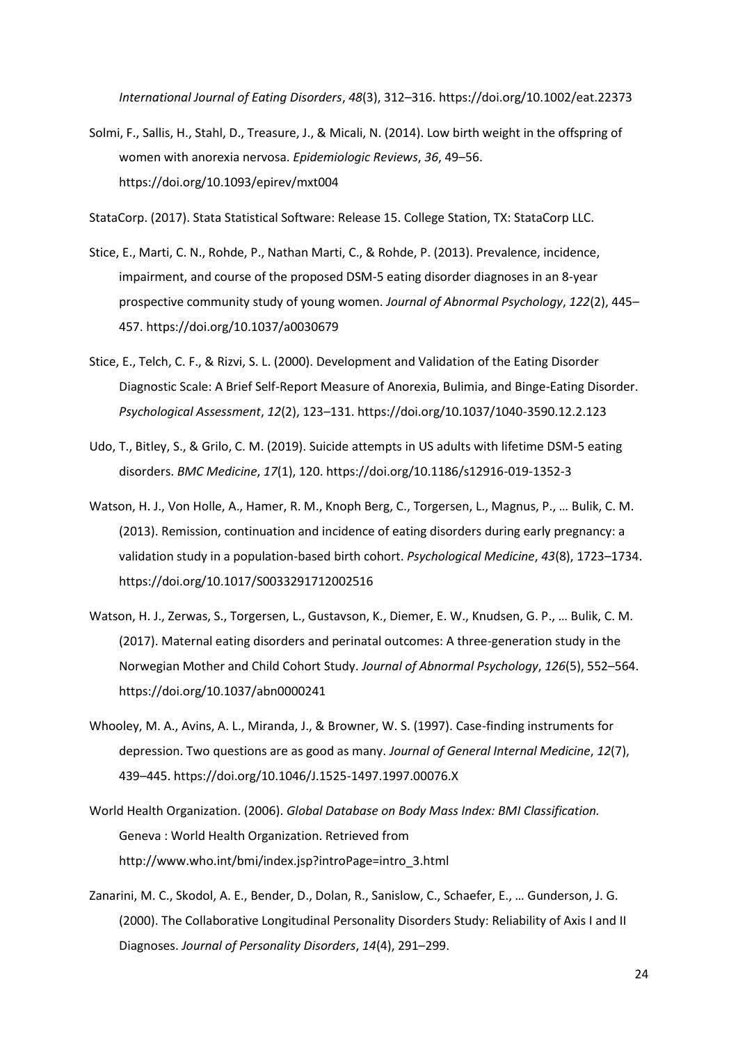*International Journal of Eating Disorders*, *48*(3), 312–316. https://doi.org/10.1002/eat.22373

Solmi, F., Sallis, H., Stahl, D., Treasure, J., & Micali, N. (2014). Low birth weight in the offspring of women with anorexia nervosa. *Epidemiologic Reviews*, *36*, 49–56. https://doi.org/10.1093/epirev/mxt004

StataCorp. (2017). Stata Statistical Software: Release 15. College Station, TX: StataCorp LLC.

Stice, E., Marti, C. N., Rohde, P., Nathan Marti, C., & Rohde, P. (2013). Prevalence, incidence, impairment, and course of the proposed DSM-5 eating disorder diagnoses in an 8-year prospective community study of young women. *Journal of Abnormal Psychology*, *122*(2), 445–457. https://doi.org/10.1037/a0030679

Stice, E., Telch, C. F., & Rizvi, S. L. (2000). Development and Validation of the Eating Disorder Diagnostic Scale: A Brief Self-Report Measure of Anorexia, Bulimia, and Binge-Eating Disorder. *Psychological Assessment*, *12*(2), 123–131. https://doi.org/10.1037/1040-3590.12.2.123

Udo, T., Bitley, S., & Grilo, C. M. (2019). Suicide attempts in US adults with lifetime DSM-5 eating disorders. *BMC Medicine*, *17*(1), 120. https://doi.org/10.1186/s12916-019-1352-3

Watson, H. J., Von Holle, A., Hamer, R. M., Knoph Berg, C., Torgersen, L., Magnus, P., … Bulik, C. M. (2013). Remission, continuation and incidence of eating disorders during early pregnancy: a validation study in a population-based birth cohort. *Psychological Medicine*, *43*(8), 1723–1734. https://doi.org/10.1017/S0033291712002516

Watson, H. J., Zerwas, S., Torgersen, L., Gustavson, K., Diemer, E. W., Knudsen, G. P., … Bulik, C. M. (2017). Maternal eating disorders and perinatal outcomes: A three-generation study in the Norwegian Mother and Child Cohort Study. *Journal of Abnormal Psychology*, *126*(5), 552–564. https://doi.org/10.1037/abn0000241

Whooley, M. A., Avins, A. L., Miranda, J., & Browner, W. S. (1997). Case-finding instruments for depression. Two questions are as good as many. *Journal of General Internal Medicine*, *12*(7), 439–445. https://doi.org/10.1046/J.1525-1497.1997.00076.X

World Health Organization. (2006). *Global Database on Body Mass Index: BMI Classification.* Geneva : World Health Organization. Retrieved from http://www.who.int/bmi/index.jsp?introPage=intro_3.html

Zanarini, M. C., Skodol, A. E., Bender, D., Dolan, R., Sanislow, C., Schaefer, E., … Gunderson, J. G. (2000). The Collaborative Longitudinal Personality Disorders Study: Reliability of Axis I and II Diagnoses. *Journal of Personality Disorders*, *14*(4), 291–299.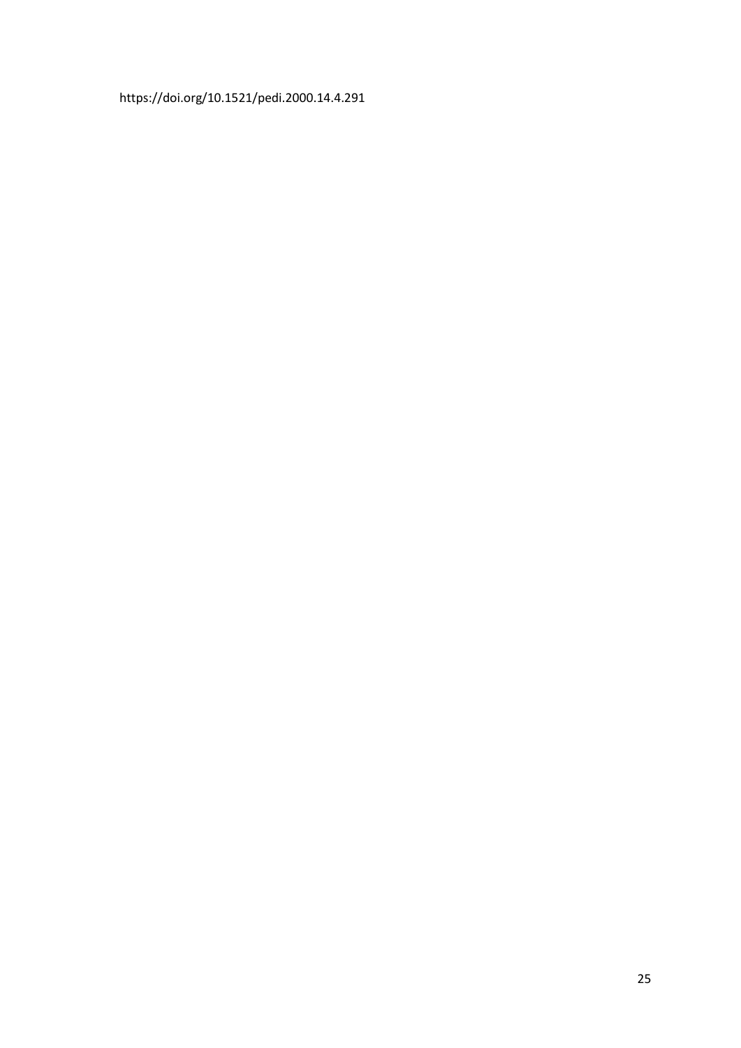https://doi.org/10.1521/pedi.2000.14.4.291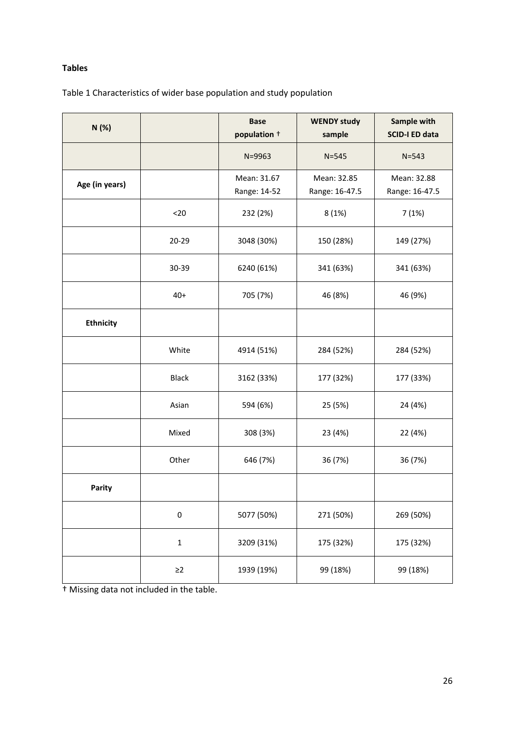**Tables**

Table 1 Characteristics of wider base population and study population

| N (%) | | Base population † | WENDY study sample | Sample with SCID-I ED data |
|---|---|---|---|---|
| | | N=9963 | N=545 | N=543 |
| Age (in years) | | Mean: 31.67 Range: 14-52 | Mean: 32.85 Range: 16-47.5 | Mean: 32.88 Range: 16-47.5 |
| | <20 | 232 (2%) | 8 (1%) | 7 (1%) |
| | 20-29 | 3048 (30%) | 150 (28%) | 149 (27%) |
| | 30-39 | 6240 (61%) | 341 (63%) | 341 (63%) |
| | 40+ | 705 (7%) | 46 (8%) | 46 (9%) |
| Ethnicity | | | | |
| | White | 4914 (51%) | 284 (52%) | 284 (52%) |
| | Black | 3162 (33%) | 177 (32%) | 177 (33%) |
| | Asian | 594 (6%) | 25 (5%) | 24 (4%) |
| | Mixed | 308 (3%) | 23 (4%) | 22 (4%) |
| | Other | 646 (7%) | 36 (7%) | 36 (7%) |
| Parity | | | | |
| | 0 | 5077 (50%) | 271 (50%) | 269 (50%) |
| | 1 | 3209 (31%) | 175 (32%) | 175 (32%) |
| | ≥2 | 1939 (19%) | 99 (18%) | 99 (18%) |

† Missing data not included in the table.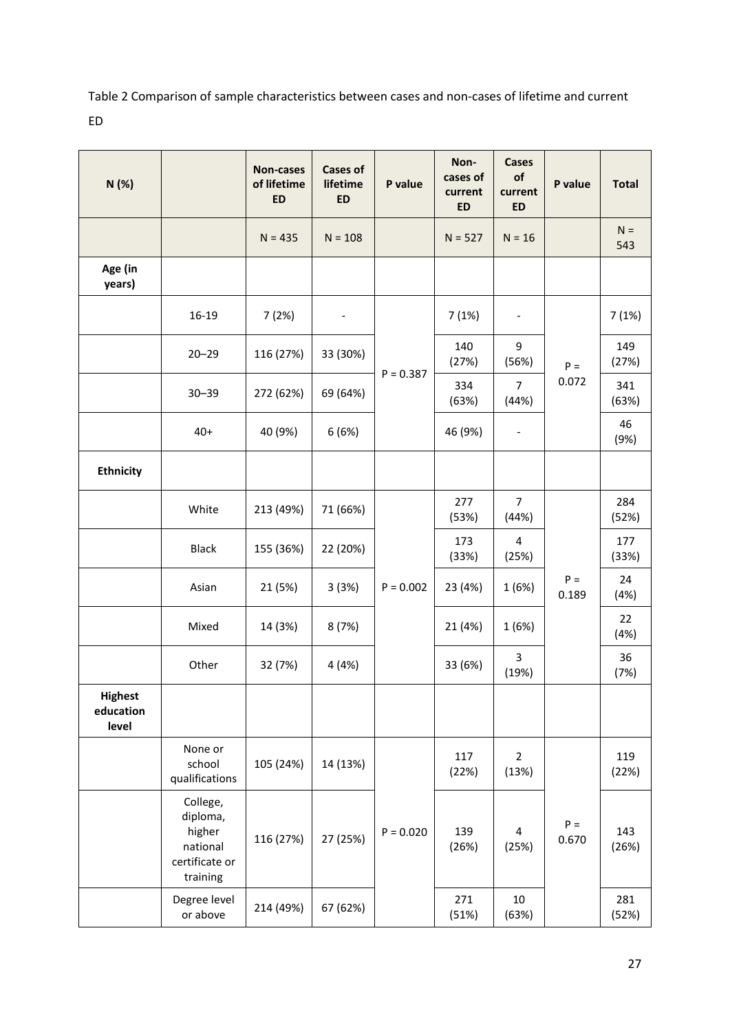Table 2 Comparison of sample characteristics between cases and non-cases of lifetime and current ED

| N (%) | | Non-cases of lifetime ED | Cases of lifetime ED | P value | Non-cases of current ED | Cases of current ED | P value | Total |
|---|---|---|---|---|---|---|---|---|
| | | N = 435 | N = 108 | | N = 527 | N = 16 | | N = 543 |
| **Age (in years)** | | | | | | | | |
| | 16-19 | 7 (2%) | - | P = 0.387 | 7 (1%) | - | P = 0.072 | 7 (1%) |
| | 20–29 | 116 (27%) | 33 (30%) | | 140 (27%) | 9 (56%) | | 149 (27%) |
| | 30–39 | 272 (62%) | 69 (64%) | | 334 (63%) | 7 (44%) | | 341 (63%) |
| | 40+ | 40 (9%) | 6 (6%) | | 46 (9%) | - | | 46 (9%) |
| **Ethnicity** | | | | | | | | |
| | White | 213 (49%) | 71 (66%) | P = 0.002 | 277 (53%) | 7 (44%) | P = 0.189 | 284 (52%) |
| | Black | 155 (36%) | 22 (20%) | | 173 (33%) | 4 (25%) | | 177 (33%) |
| | Asian | 21 (5%) | 3 (3%) | | 23 (4%) | 1 (6%) | | 24 (4%) |
| | Mixed | 14 (3%) | 8 (7%) | | 21 (4%) | 1 (6%) | | 22 (4%) |
| | Other | 32 (7%) | 4 (4%) | | 33 (6%) | 3 (19%) | | 36 (7%) |
| **Highest education level** | | | | | | | | |
| | None or school qualifications | 105 (24%) | 14 (13%) | P = 0.020 | 117 (22%) | 2 (13%) | P = 0.670 | 119 (22%) |
| | College, diploma, higher national certificate or training | 116 (27%) | 27 (25%) | | 139 (26%) | 4 (25%) | | 143 (26%) |
| | Degree level or above | 214 (49%) | 67 (62%) | | 271 (51%) | 10 (63%) | | 281 (52%) |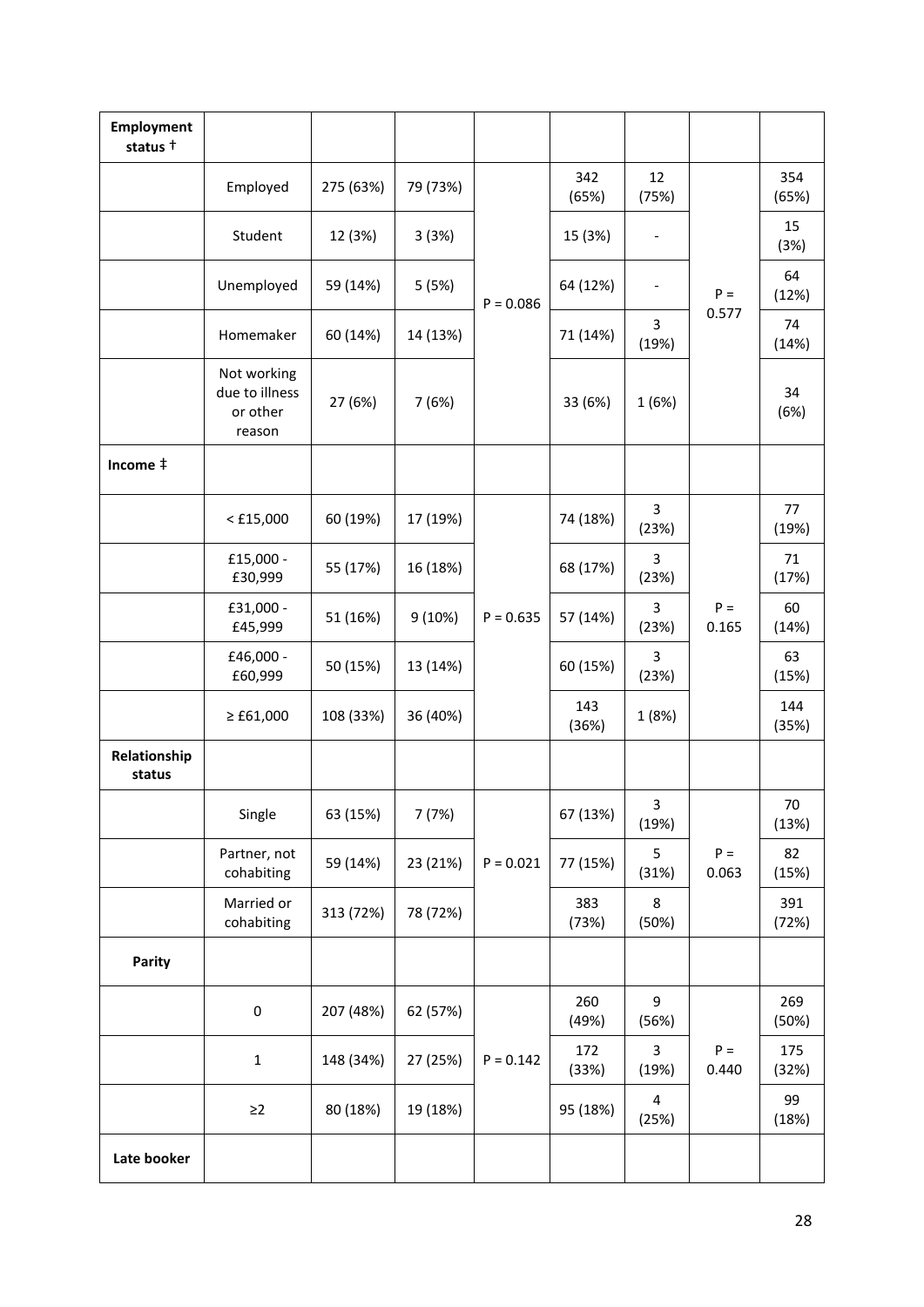| | | | | | | | | |
|---|---|---|---|---|---|---|---|---|
| **Employment status †** | | | | | | | | |
| | Employed | 275 (63%) | 79 (73%) | P = 0.086 | 342 (65%) | 12 (75%) | P = 0.577 | 354 (65%) |
| | Student | 12 (3%) | 3 (3%) | | 15 (3%) | - | | 15 (3%) |
| | Unemployed | 59 (14%) | 5 (5%) | | 64 (12%) | - | | 64 (12%) |
| | Homemaker | 60 (14%) | 14 (13%) | | 71 (14%) | 3 (19%) | | 74 (14%) |
| | Not working due to illness or other reason | 27 (6%) | 7 (6%) | | 33 (6%) | 1 (6%) | | 34 (6%) |
| **Income ‡** | | | | | | | | |
| | < £15,000 | 60 (19%) | 17 (19%) | P = 0.635 | 74 (18%) | 3 (23%) | P = 0.165 | 77 (19%) |
| | £15,000 - £30,999 | 55 (17%) | 16 (18%) | | 68 (17%) | 3 (23%) | | 71 (17%) |
| | £31,000 - £45,999 | 51 (16%) | 9 (10%) | | 57 (14%) | 3 (23%) | | 60 (14%) |
| | £46,000 - £60,999 | 50 (15%) | 13 (14%) | | 60 (15%) | 3 (23%) | | 63 (15%) |
| | ≥ £61,000 | 108 (33%) | 36 (40%) | | 143 (36%) | 1 (8%) | | 144 (35%) |
| **Relationship status** | | | | | | | | |
| | Single | 63 (15%) | 7 (7%) | P = 0.021 | 67 (13%) | 3 (19%) | P = 0.063 | 70 (13%) |
| | Partner, not cohabiting | 59 (14%) | 23 (21%) | | 77 (15%) | 5 (31%) | | 82 (15%) |
| | Married or cohabiting | 313 (72%) | 78 (72%) | | 383 (73%) | 8 (50%) | | 391 (72%) |
| **Parity** | | | | | | | | |
| | 0 | 207 (48%) | 62 (57%) | P = 0.142 | 260 (49%) | 9 (56%) | P = 0.440 | 269 (50%) |
| | 1 | 148 (34%) | 27 (25%) | | 172 (33%) | 3 (19%) | | 175 (32%) |
| | ≥2 | 80 (18%) | 19 (18%) | | 95 (18%) | 4 (25%) | | 99 (18%) |
| **Late booker** | | | | | | | | |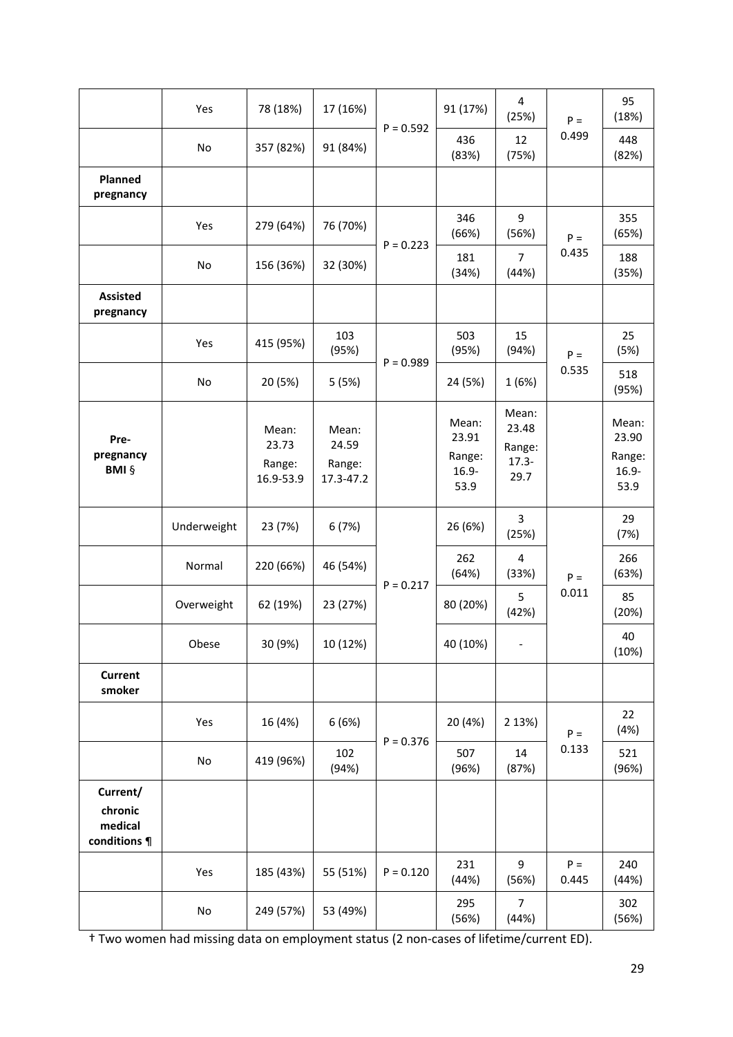|  |  |  |  |  |  |  |  |  |
|---|---|---|---|---|---|---|---|---|
|  | Yes | 78 (18%) | 17 (16%) | P = 0.592 | 91 (17%) | 4 (25%) | P = 0.499 | 95 (18%) |
|  | No | 357 (82%) | 91 (84%) |  | 436 (83%) | 12 (75%) |  | 448 (82%) |
| **Planned pregnancy** |  |  |  |  |  |  |  |  |
|  | Yes | 279 (64%) | 76 (70%) | P = 0.223 | 346 (66%) | 9 (56%) | P = 0.435 | 355 (65%) |
|  | No | 156 (36%) | 32 (30%) |  | 181 (34%) | 7 (44%) |  | 188 (35%) |
| **Assisted pregnancy** |  |  |  |  |  |  |  |  |
|  | Yes | 415 (95%) | 103 (95%) | P = 0.989 | 503 (95%) | 15 (94%) | P = 0.535 | 25 (5%) |
|  | No | 20 (5%) | 5 (5%) |  | 24 (5%) | 1 (6%) |  | 518 (95%) |
| **Pre-pregnancy BMI** § |  | Mean: 23.73 Range: 16.9-53.9 | Mean: 24.59 Range: 17.3-47.2 |  | Mean: 23.91 Range: 16.9-53.9 | Mean: 23.48 Range: 17.3-29.7 |  | Mean: 23.90 Range: 16.9-53.9 |
|  | Underweight | 23 (7%) | 6 (7%) | P = 0.217 | 26 (6%) | 3 (25%) | P = 0.011 | 29 (7%) |
|  | Normal | 220 (66%) | 46 (54%) |  | 262 (64%) | 4 (33%) |  | 266 (63%) |
|  | Overweight | 62 (19%) | 23 (27%) |  | 80 (20%) | 5 (42%) |  | 85 (20%) |
|  | Obese | 30 (9%) | 10 (12%) |  | 40 (10%) | - |  | 40 (10%) |
| **Current smoker** |  |  |  |  |  |  |  |  |
|  | Yes | 16 (4%) | 6 (6%) | P = 0.376 | 20 (4%) | 2 13%) | P = 0.133 | 22 (4%) |
|  | No | 419 (96%) | 102 (94%) |  | 507 (96%) | 14 (87%) |  | 521 (96%) |
| **Current/ chronic medical conditions** ¶ |  |  |  |  |  |  |  |  |
|  | Yes | 185 (43%) | 55 (51%) | P = 0.120 | 231 (44%) | 9 (56%) | P = 0.445 | 240 (44%) |
|  | No | 249 (57%) | 53 (49%) |  | 295 (56%) | 7 (44%) |  | 302 (56%) |

† Two women had missing data on employment status (2 non-cases of lifetime/current ED).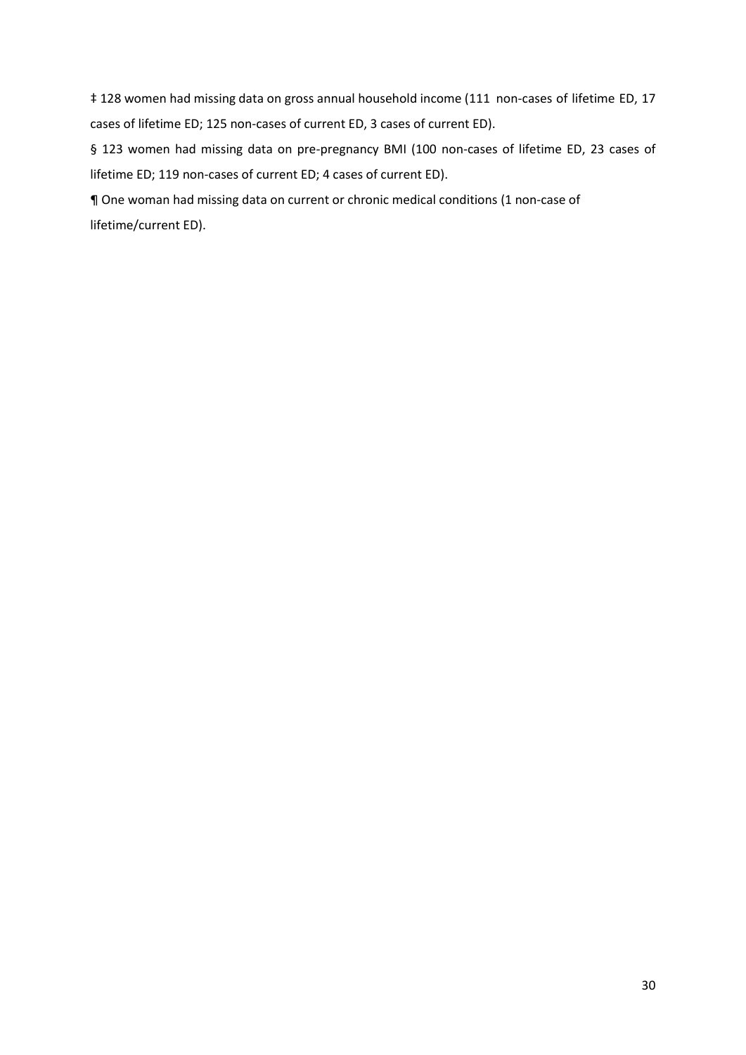‡ 128 women had missing data on gross annual household income (111 non-cases of lifetime ED, 17 cases of lifetime ED; 125 non-cases of current ED, 3 cases of current ED).

§ 123 women had missing data on pre-pregnancy BMI (100 non-cases of lifetime ED, 23 cases of lifetime ED; 119 non-cases of current ED; 4 cases of current ED).

¶ One woman had missing data on current or chronic medical conditions (1 non-case of lifetime/current ED).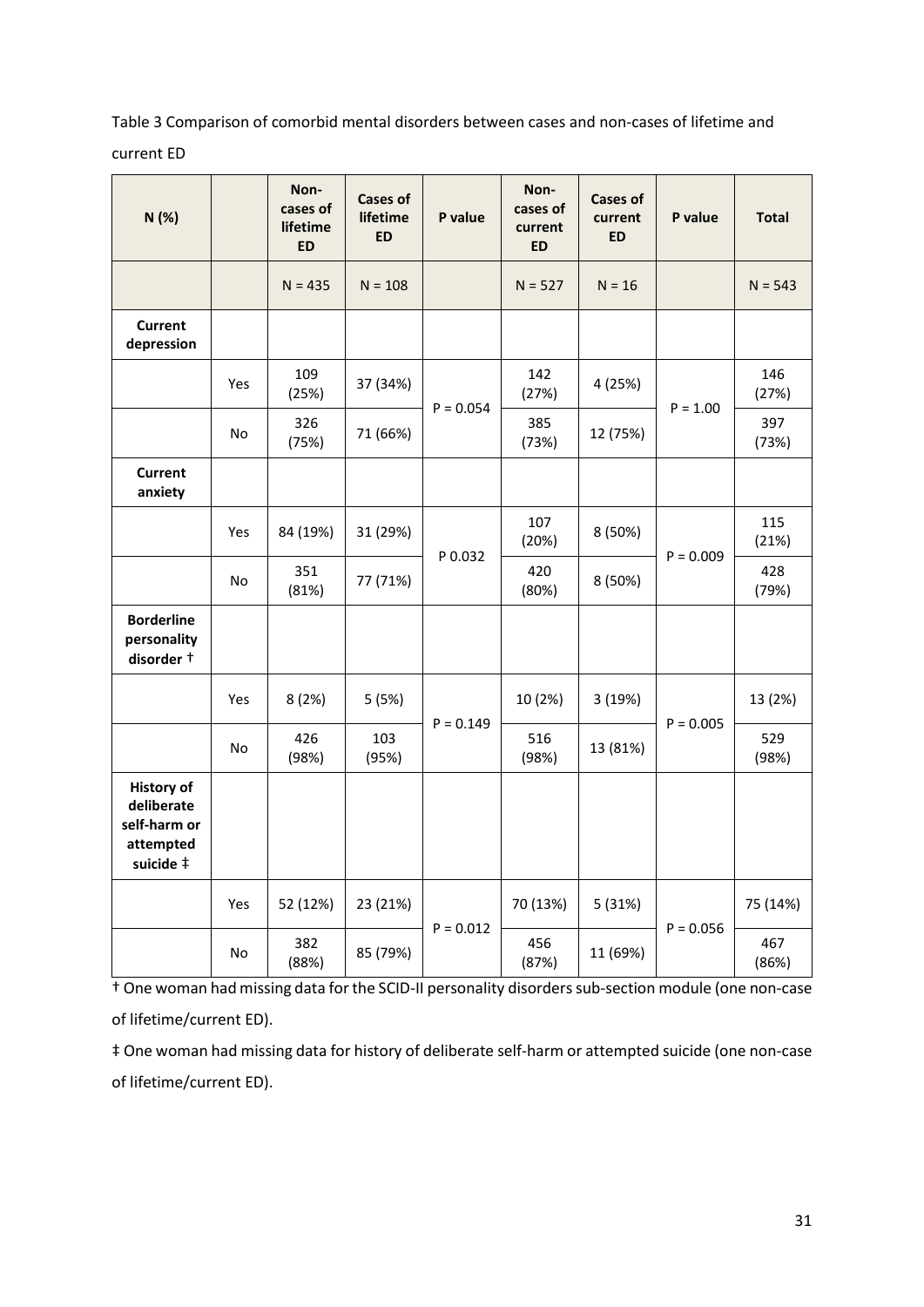Table 3 Comparison of comorbid mental disorders between cases and non-cases of lifetime and current ED

| N (%) | | Non-cases of lifetime ED | Cases of lifetime ED | P value | Non-cases of current ED | Cases of current ED | P value | Total |
|---|---|---|---|---|---|---|---|---|
| | | N = 435 | N = 108 | | N = 527 | N = 16 | | N = 543 |
| **Current depression** | | | | | | | | |
| | Yes | 109 (25%) | 37 (34%) | P = 0.054 | 142 (27%) | 4 (25%) | P = 1.00 | 146 (27%) |
| | No | 326 (75%) | 71 (66%) | | 385 (73%) | 12 (75%) | | 397 (73%) |
| **Current anxiety** | | | | | | | | |
| | Yes | 84 (19%) | 31 (29%) | P 0.032 | 107 (20%) | 8 (50%) | P = 0.009 | 115 (21%) |
| | No | 351 (81%) | 77 (71%) | | 420 (80%) | 8 (50%) | | 428 (79%) |
| **Borderline personality disorder †** | | | | | | | | |
| | Yes | 8 (2%) | 5 (5%) | P = 0.149 | 10 (2%) | 3 (19%) | P = 0.005 | 13 (2%) |
| | No | 426 (98%) | 103 (95%) | | 516 (98%) | 13 (81%) | | 529 (98%) |
| **History of deliberate self-harm or attempted suicide ‡** | | | | | | | | |
| | Yes | 52 (12%) | 23 (21%) | P = 0.012 | 70 (13%) | 5 (31%) | P = 0.056 | 75 (14%) |
| | No | 382 (88%) | 85 (79%) | | 456 (87%) | 11 (69%) | | 467 (86%) |

† One woman had missing data for the SCID-II personality disorders sub-section module (one non-case of lifetime/current ED).

‡ One woman had missing data for history of deliberate self-harm or attempted suicide (one non-case of lifetime/current ED).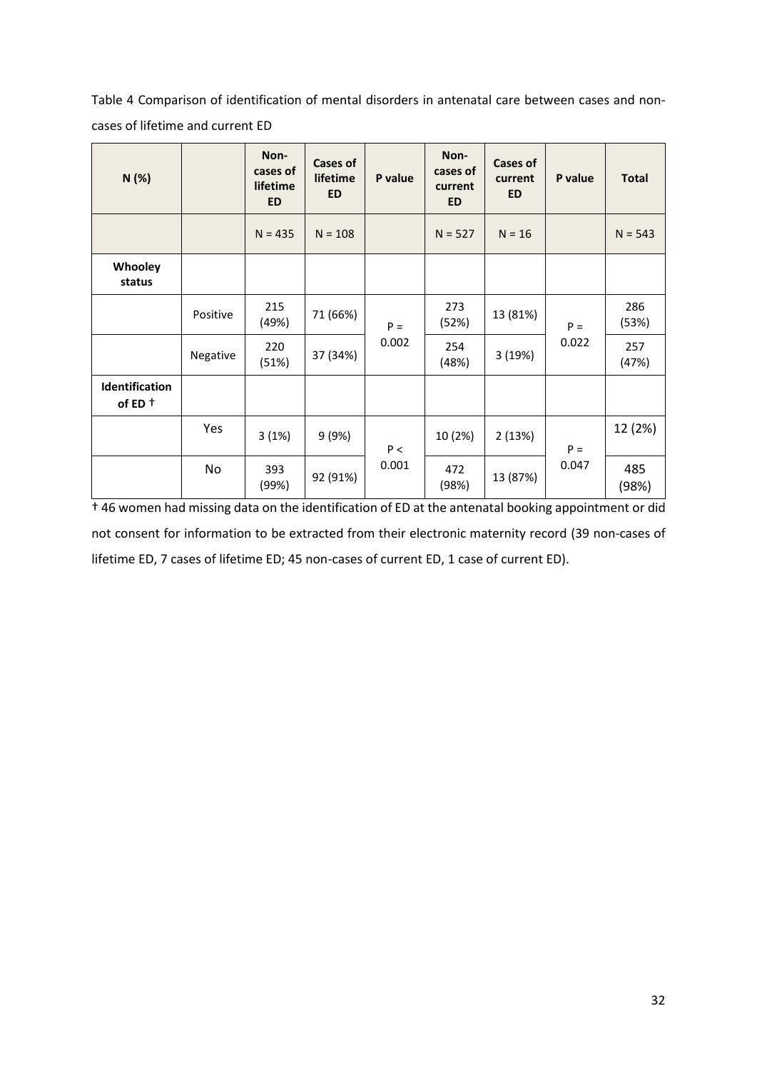Table 4 Comparison of identification of mental disorders in antenatal care between cases and non-cases of lifetime and current ED

| N (%) | | Non-cases of lifetime ED | Cases of lifetime ED | P value | Non-cases of current ED | Cases of current ED | P value | Total |
|---|---|---|---|---|---|---|---|---|
| | | N = 435 | N = 108 | | N = 527 | N = 16 | | N = 543 |
| **Whooley status** | | | | | | | | |
| | Positive | 215 (49%) | 71 (66%) | P = 0.002 | 273 (52%) | 13 (81%) | P = 0.022 | 286 (53%) |
| | Negative | 220 (51%) | 37 (34%) | | 254 (48%) | 3 (19%) | | 257 (47%) |
| **Identification of ED †** | | | | | | | | |
| | Yes | 3 (1%) | 9 (9%) | P < 0.001 | 10 (2%) | 2 (13%) | P = 0.047 | 12 (2%) |
| | No | 393 (99%) | 92 (91%) | | 472 (98%) | 13 (87%) | | 485 (98%) |

† 46 women had missing data on the identification of ED at the antenatal booking appointment or did not consent for information to be extracted from their electronic maternity record (39 non-cases of lifetime ED, 7 cases of lifetime ED; 45 non-cases of current ED, 1 case of current ED).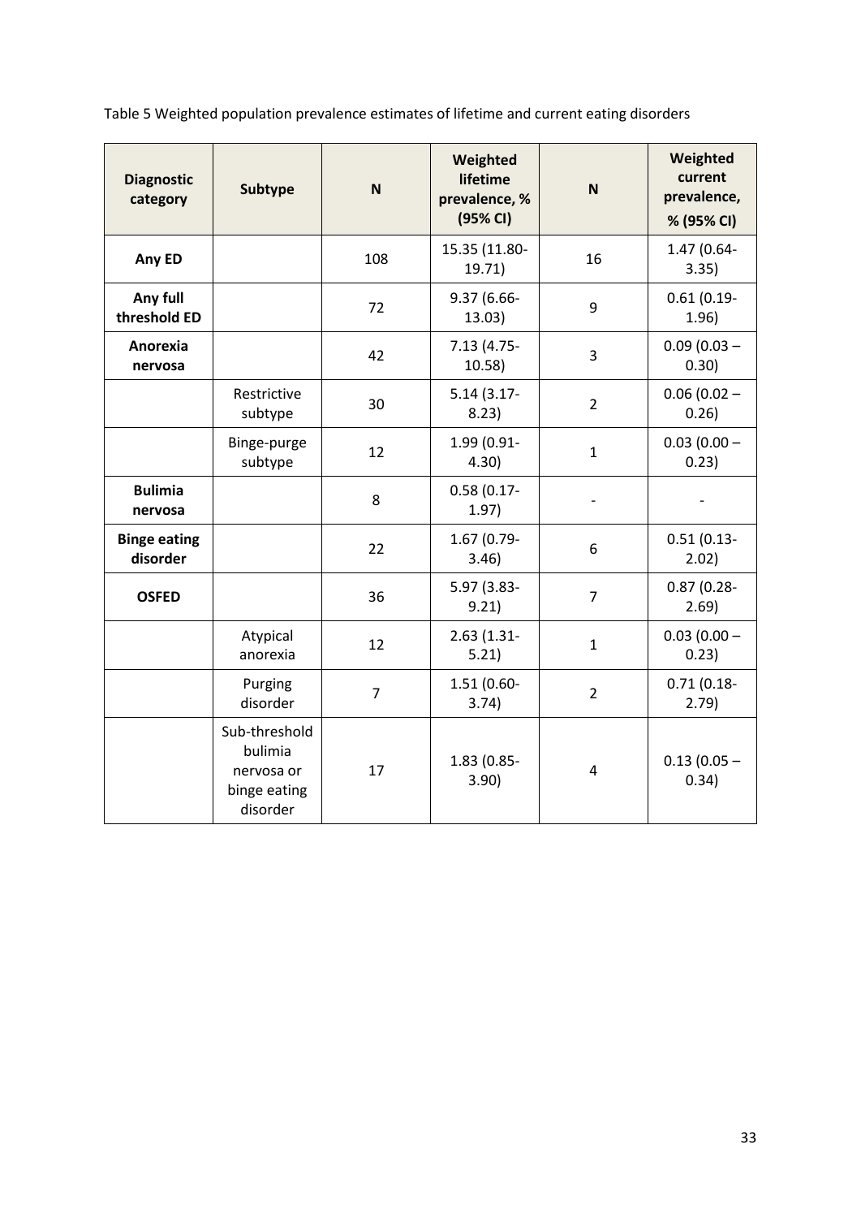Table 5 Weighted population prevalence estimates of lifetime and current eating disorders

| Diagnostic category | Subtype | N | Weighted lifetime prevalence, % (95% CI) | N | Weighted current prevalence, % (95% CI) |
|---|---|---|---|---|---|
| **Any ED** | | 108 | 15.35 (11.80-19.71) | 16 | 1.47 (0.64-3.35) |
| **Any full threshold ED** | | 72 | 9.37 (6.66-13.03) | 9 | 0.61 (0.19-1.96) |
| **Anorexia nervosa** | | 42 | 7.13 (4.75-10.58) | 3 | 0.09 (0.03 – 0.30) |
| | Restrictive subtype | 30 | 5.14 (3.17-8.23) | 2 | 0.06 (0.02 – 0.26) |
| | Binge-purge subtype | 12 | 1.99 (0.91-4.30) | 1 | 0.03 (0.00 – 0.23) |
| **Bulimia nervosa** | | 8 | 0.58 (0.17-1.97) | - | - |
| **Binge eating disorder** | | 22 | 1.67 (0.79-3.46) | 6 | 0.51 (0.13-2.02) |
| **OSFED** | | 36 | 5.97 (3.83-9.21) | 7 | 0.87 (0.28-2.69) |
| | Atypical anorexia | 12 | 2.63 (1.31-5.21) | 1 | 0.03 (0.00 – 0.23) |
| | Purging disorder | 7 | 1.51 (0.60-3.74) | 2 | 0.71 (0.18-2.79) |
| | Sub-threshold bulimia nervosa or binge eating disorder | 17 | 1.83 (0.85-3.90) | 4 | 0.13 (0.05 – 0.34) |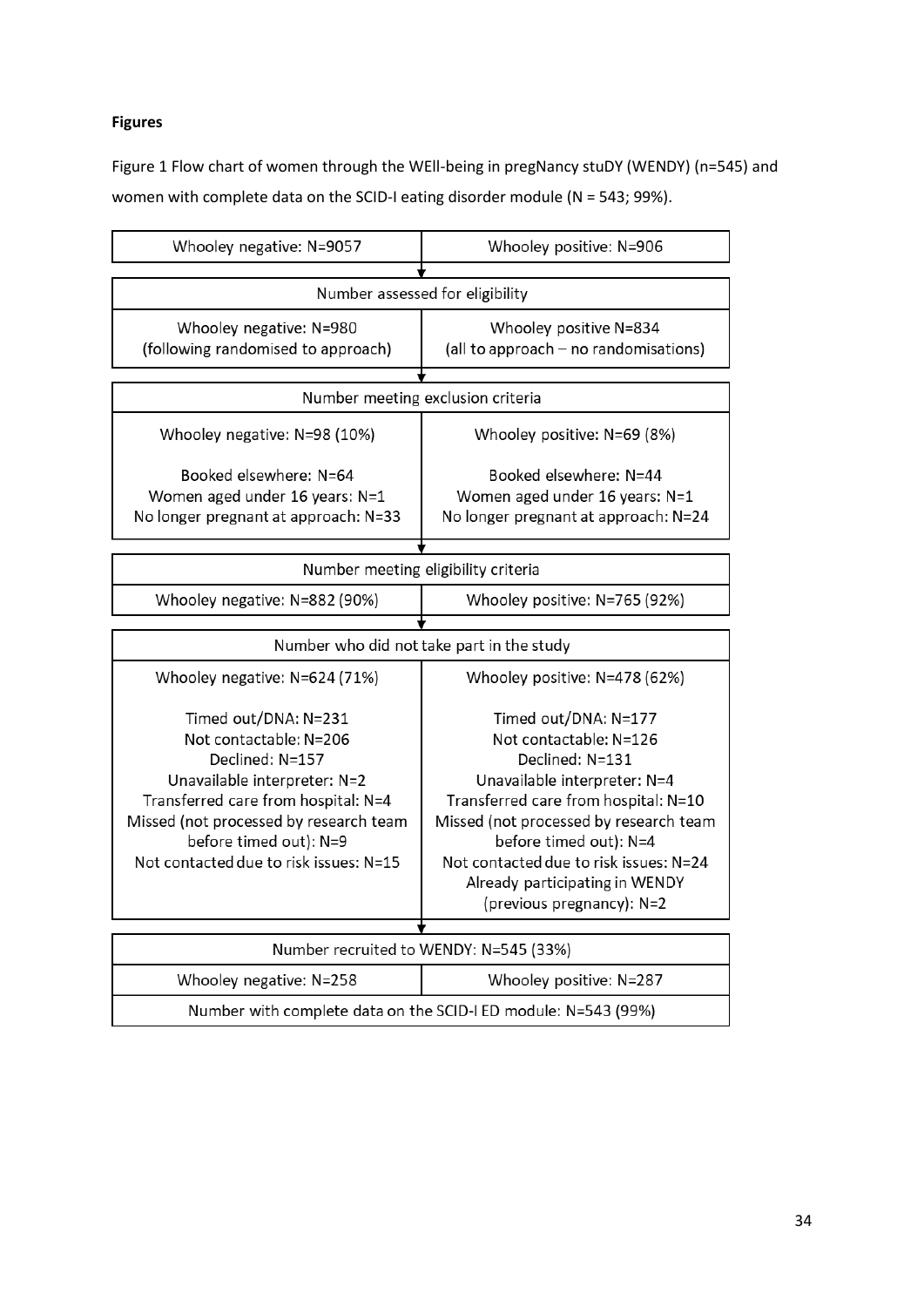**Figures**

Figure 1 Flow chart of women through the WEll-being in pregNancy stuDY (WENDY) (n=545) and women with complete data on the SCID-I eating disorder module (N = 543; 99%).

Whooley negative: N=9057

Whooley positive: N=906

Number assessed for eligibility

Whooley negative: N=980
(following randomised to approach)

Whooley positive N=834
(all to approach – no randomisations)

Number meeting exclusion criteria

Whooley negative: N=98 (10%)

Booked elsewhere: N=64
Women aged under 16 years: N=1
No longer pregnant at approach: N=33

Whooley positive: N=69 (8%)

Booked elsewhere: N=44
Women aged under 16 years: N=1
No longer pregnant at approach: N=24

Number meeting eligibility criteria

Whooley negative: N=882 (90%)

Whooley positive: N=765 (92%)

Number who did not take part in the study

Whooley negative: N=624 (71%)

Timed out/DNA: N=231
Not contactable: N=206
Declined: N=157
Unavailable interpreter: N=2
Transferred care from hospital: N=4
Missed (not processed by research team before timed out): N=9
Not contacted due to risk issues: N=15

Whooley positive: N=478 (62%)

Timed out/DNA: N=177
Not contactable: N=126
Declined: N=131
Unavailable interpreter: N=4
Transferred care from hospital: N=10
Missed (not processed by research team before timed out): N=4
Not contacted due to risk issues: N=24
Already participating in WENDY (previous pregnancy): N=2

Number recruited to WENDY: N=545 (33%)

Whooley negative: N=258

Whooley positive: N=287

Number with complete data on the SCID-I ED module: N=543 (99%)